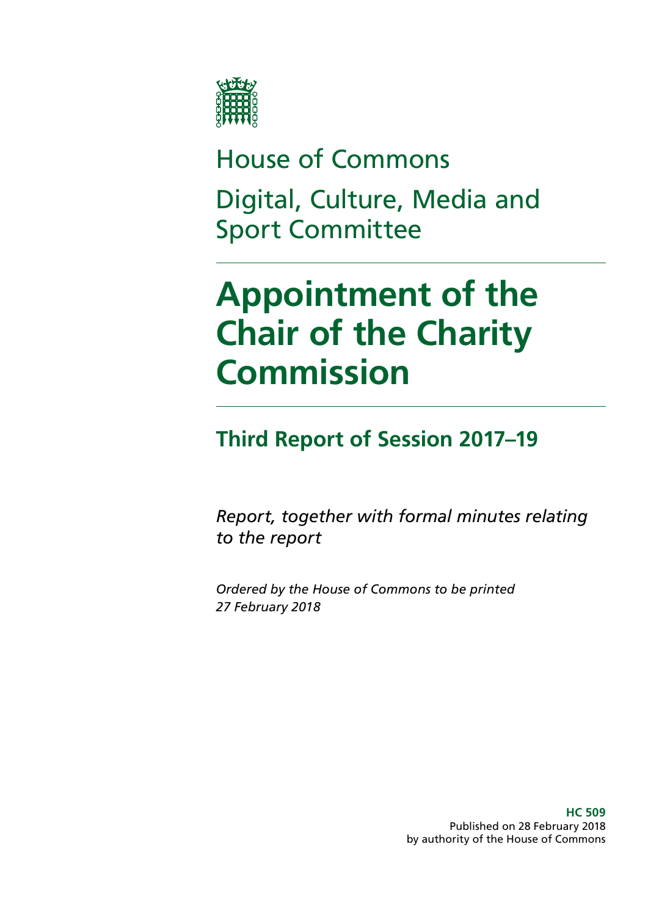House of Commons

Digital, Culture, Media and Sport Committee

# Appointment of the Chair of the Charity Commission

## Third Report of Session 2017–19

*Report, together with formal minutes relating to the report*

*Ordered by the House of Commons to be printed 27 February 2018*

**HC 509**
Published on 28 February 2018
by authority of the House of Commons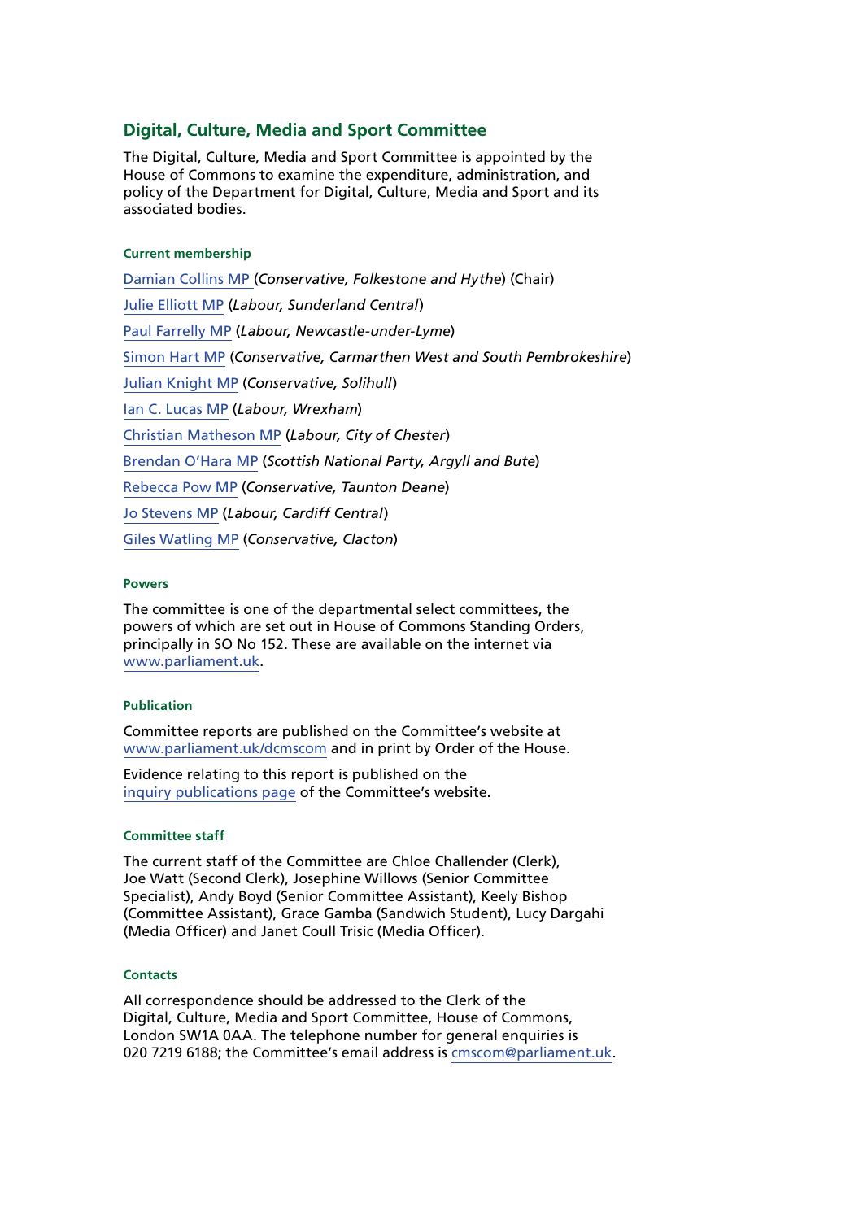## Digital, Culture, Media and Sport Committee

The Digital, Culture, Media and Sport Committee is appointed by the House of Commons to examine the expenditure, administration, and policy of the Department for Digital, Culture, Media and Sport and its associated bodies.

### Current membership

Damian Collins MP (*Conservative, Folkestone and Hythe*) (Chair)

Julie Elliott MP (*Labour, Sunderland Central*)

Paul Farrelly MP (*Labour, Newcastle-under-Lyme*)

Simon Hart MP (*Conservative, Carmarthen West and South Pembrokeshire*)

Julian Knight MP (*Conservative, Solihull*)

Ian C. Lucas MP (*Labour, Wrexham*)

Christian Matheson MP (*Labour, City of Chester*)

Brendan O'Hara MP (*Scottish National Party, Argyll and Bute*)

Rebecca Pow MP (*Conservative, Taunton Deane*)

Jo Stevens MP (*Labour, Cardiff Central*)

Giles Watling MP (*Conservative, Clacton*)

### Powers

The committee is one of the departmental select committees, the powers of which are set out in House of Commons Standing Orders, principally in SO No 152. These are available on the internet via www.parliament.uk.

### Publication

Committee reports are published on the Committee's website at www.parliament.uk/dcmscom and in print by Order of the House.

Evidence relating to this report is published on the inquiry publications page of the Committee's website.

### Committee staff

The current staff of the Committee are Chloe Challender (Clerk), Joe Watt (Second Clerk), Josephine Willows (Senior Committee Specialist), Andy Boyd (Senior Committee Assistant), Keely Bishop (Committee Assistant), Grace Gamba (Sandwich Student), Lucy Dargahi (Media Officer) and Janet Coull Trisic (Media Officer).

### Contacts

All correspondence should be addressed to the Clerk of the Digital, Culture, Media and Sport Committee, House of Commons, London SW1A 0AA. The telephone number for general enquiries is 020 7219 6188; the Committee's email address is cmscom@parliament.uk.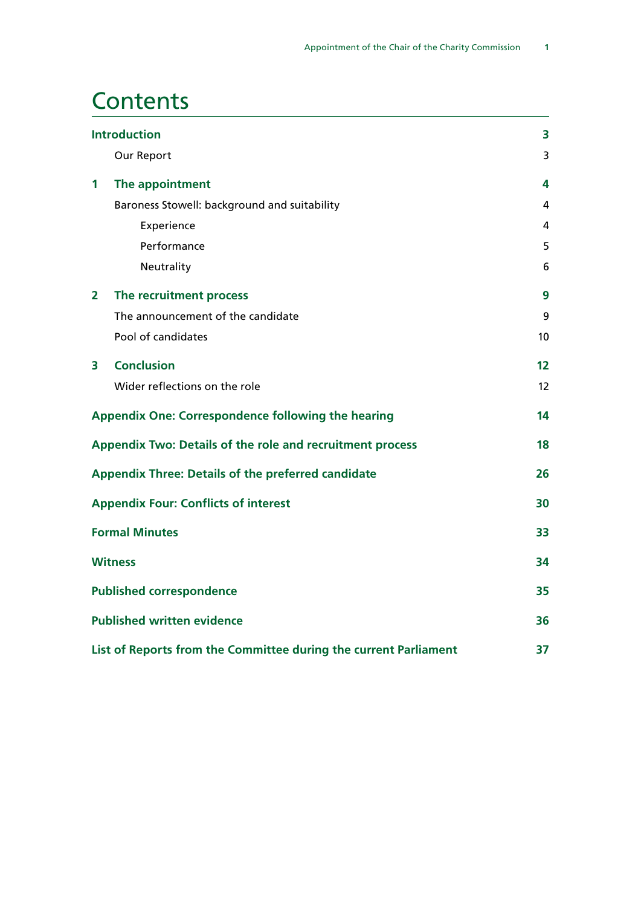# Contents

| | |
|---|---|
| **Introduction** | **3** |
| Our Report | 3 |
| **1 The appointment** | **4** |
| Baroness Stowell: background and suitability | 4 |
| Experience | 4 |
| Performance | 5 |
| Neutrality | 6 |
| **2 The recruitment process** | **9** |
| The announcement of the candidate | 9 |
| Pool of candidates | 10 |
| **3 Conclusion** | **12** |
| Wider reflections on the role | 12 |
| **Appendix One: Correspondence following the hearing** | **14** |
| **Appendix Two: Details of the role and recruitment process** | **18** |
| **Appendix Three: Details of the preferred candidate** | **26** |
| **Appendix Four: Conflicts of interest** | **30** |
| **Formal Minutes** | **33** |
| **Witness** | **34** |
| **Published correspondence** | **35** |
| **Published written evidence** | **36** |
| **List of Reports from the Committee during the current Parliament** | **37** |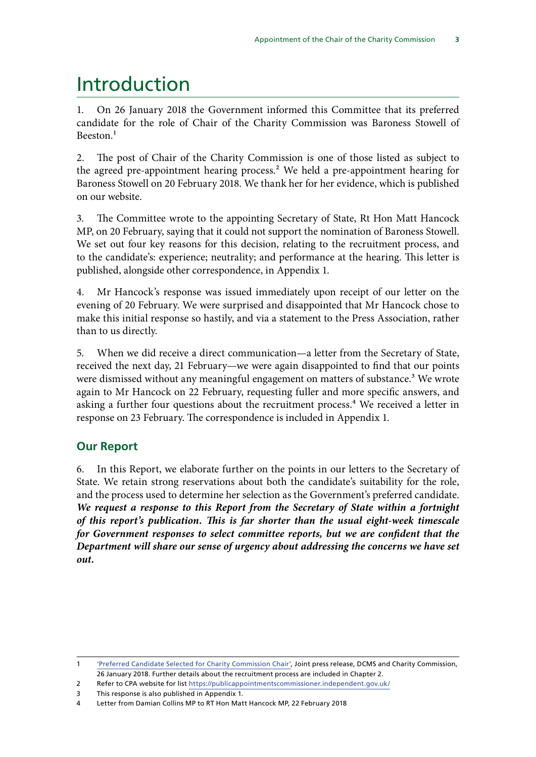# Introduction

1. On 26 January 2018 the Government informed this Committee that its preferred candidate for the role of Chair of the Charity Commission was Baroness Stowell of Beeston.[1]

2. The post of Chair of the Charity Commission is one of those listed as subject to the agreed pre-appointment hearing process.[2] We held a pre-appointment hearing for Baroness Stowell on 20 February 2018. We thank her for her evidence, which is published on our website.

3. The Committee wrote to the appointing Secretary of State, Rt Hon Matt Hancock MP, on 20 February, saying that it could not support the nomination of Baroness Stowell. We set out four key reasons for this decision, relating to the recruitment process, and to the candidate's: experience; neutrality; and performance at the hearing. This letter is published, alongside other correspondence, in Appendix 1.

4. Mr Hancock's response was issued immediately upon receipt of our letter on the evening of 20 February. We were surprised and disappointed that Mr Hancock chose to make this initial response so hastily, and via a statement to the Press Association, rather than to us directly.

5. When we did receive a direct communication—a letter from the Secretary of State, received the next day, 21 February—we were again disappointed to find that our points were dismissed without any meaningful engagement on matters of substance.[3] We wrote again to Mr Hancock on 22 February, requesting fuller and more specific answers, and asking a further four questions about the recruitment process.[4] We received a letter in response on 23 February. The correspondence is included in Appendix 1.

## Our Report

6. In this Report, we elaborate further on the points in our letters to the Secretary of State. We retain strong reservations about both the candidate's suitability for the role, and the process used to determine her selection as the Government's preferred candidate. ***We request a response to this Report from the Secretary of State within a fortnight of this report's publication. This is far shorter than the usual eight-week timescale for Government responses to select committee reports, but we are confident that the Department will share our sense of urgency about addressing the concerns we have set out.***

---

1 'Preferred Candidate Selected for Charity Commission Chair', Joint press release, DCMS and Charity Commission, 26 January 2018. Further details about the recruitment process are included in Chapter 2.

2 Refer to CPA website for list https://publicappointmentscommissioner.independent.gov.uk/

3 This response is also published in Appendix 1.

4 Letter from Damian Collins MP to RT Hon Matt Hancock MP, 22 February 2018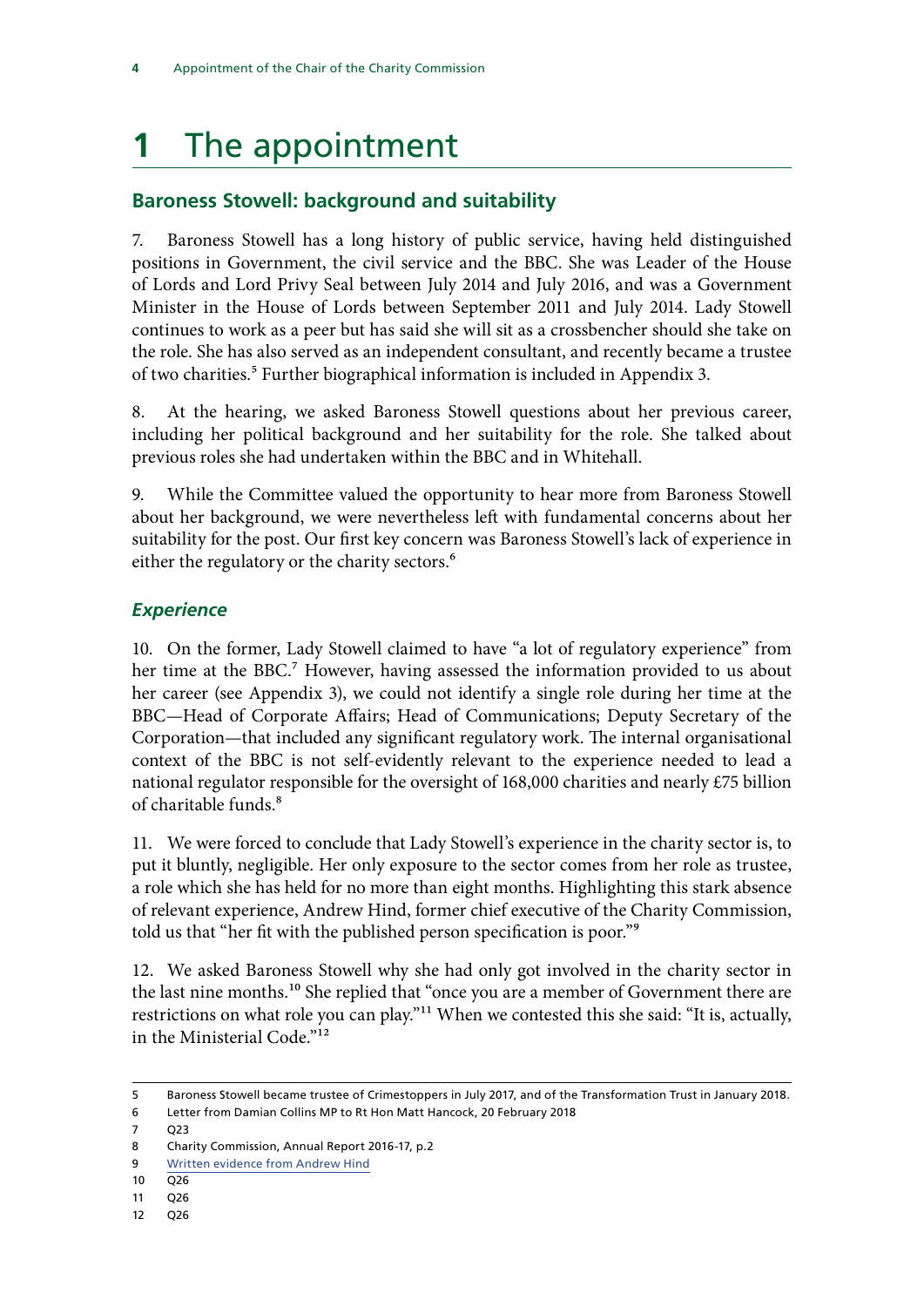# 1 The appointment

## Baroness Stowell: background and suitability

7. Baroness Stowell has a long history of public service, having held distinguished positions in Government, the civil service and the BBC. She was Leader of the House of Lords and Lord Privy Seal between July 2014 and July 2016, and was a Government Minister in the House of Lords between September 2011 and July 2014. Lady Stowell continues to work as a peer but has said she will sit as a crossbencher should she take on the role. She has also served as an independent consultant, and recently became a trustee of two charities.[5] Further biographical information is included in Appendix 3.

8. At the hearing, we asked Baroness Stowell questions about her previous career, including her political background and her suitability for the role. She talked about previous roles she had undertaken within the BBC and in Whitehall.

9. While the Committee valued the opportunity to hear more from Baroness Stowell about her background, we were nevertheless left with fundamental concerns about her suitability for the post. Our first key concern was Baroness Stowell's lack of experience in either the regulatory or the charity sectors.[6]

### *Experience*

10. On the former, Lady Stowell claimed to have "a lot of regulatory experience" from her time at the BBC.[7] However, having assessed the information provided to us about her career (see Appendix 3), we could not identify a single role during her time at the BBC—Head of Corporate Affairs; Head of Communications; Deputy Secretary of the Corporation—that included any significant regulatory work. The internal organisational context of the BBC is not self-evidently relevant to the experience needed to lead a national regulator responsible for the oversight of 168,000 charities and nearly £75 billion of charitable funds.[8]

11. We were forced to conclude that Lady Stowell's experience in the charity sector is, to put it bluntly, negligible. Her only exposure to the sector comes from her role as trustee, a role which she has held for no more than eight months. Highlighting this stark absence of relevant experience, Andrew Hind, former chief executive of the Charity Commission, told us that "her fit with the published person specification is poor."[9]

12. We asked Baroness Stowell why she had only got involved in the charity sector in the last nine months.[10] She replied that "once you are a member of Government there are restrictions on what role you can play."[11] When we contested this she said: "It is, actually, in the Ministerial Code."[12]

---

5 Baroness Stowell became trustee of Crimestoppers in July 2017, and of the Transformation Trust in January 2018.

6 Letter from Damian Collins MP to Rt Hon Matt Hancock, 20 February 2018

7 Q23

8 Charity Commission, Annual Report 2016-17, p.2

9 Written evidence from Andrew Hind

10 Q26

11 Q26

12 Q26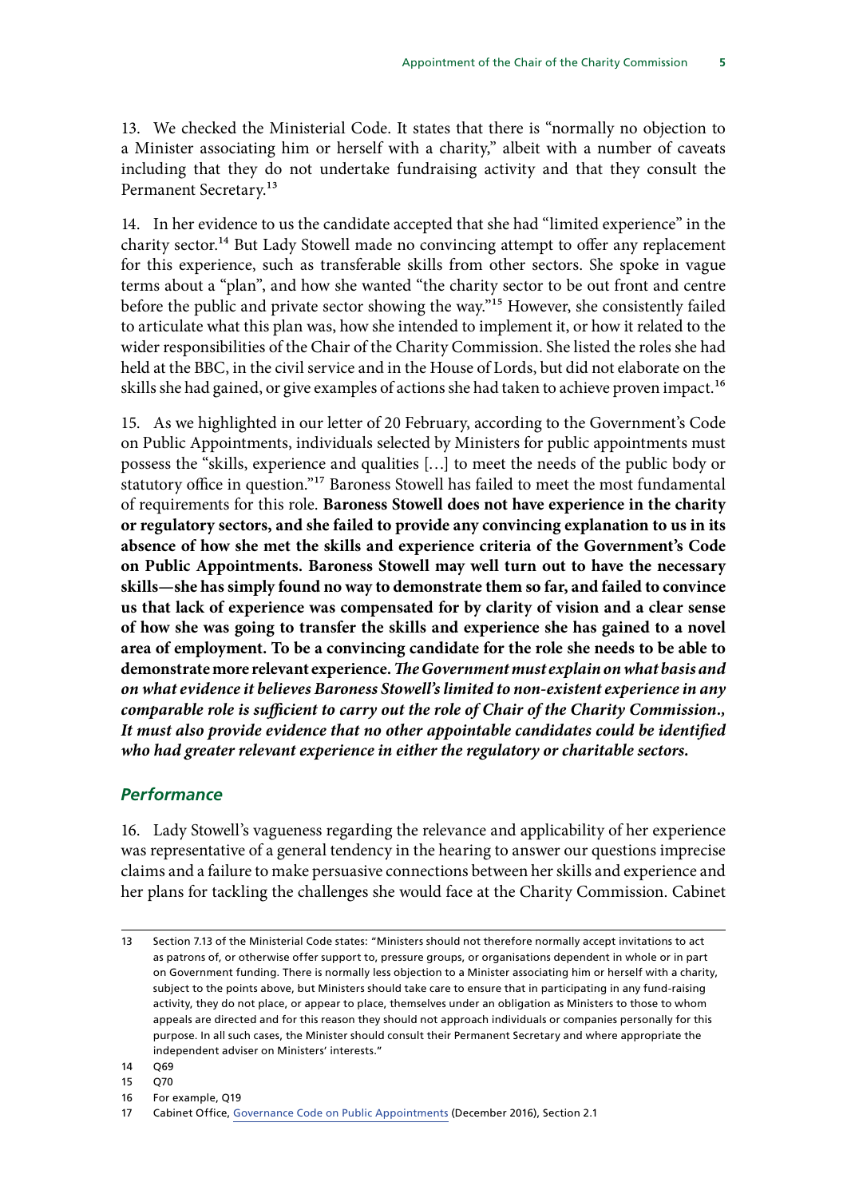13. We checked the Ministerial Code. It states that there is "normally no objection to a Minister associating him or herself with a charity," albeit with a number of caveats including that they do not undertake fundraising activity and that they consult the Permanent Secretary.[13]

14. In her evidence to us the candidate accepted that she had "limited experience" in the charity sector.[14] But Lady Stowell made no convincing attempt to offer any replacement for this experience, such as transferable skills from other sectors. She spoke in vague terms about a "plan", and how she wanted "the charity sector to be out front and centre before the public and private sector showing the way."[15] However, she consistently failed to articulate what this plan was, how she intended to implement it, or how it related to the wider responsibilities of the Chair of the Charity Commission. She listed the roles she had held at the BBC, in the civil service and in the House of Lords, but did not elaborate on the skills she had gained, or give examples of actions she had taken to achieve proven impact.[16]

15. As we highlighted in our letter of 20 February, according to the Government's Code on Public Appointments, individuals selected by Ministers for public appointments must possess the "skills, experience and qualities [...] to meet the needs of the public body or statutory office in question."[17] Baroness Stowell has failed to meet the most fundamental of requirements for this role. **Baroness Stowell does not have experience in the charity or regulatory sectors, and she failed to provide any convincing explanation to us in its absence of how she met the skills and experience criteria of the Government's Code on Public Appointments. Baroness Stowell may well turn out to have the necessary skills—she has simply found no way to demonstrate them so far, and failed to convince us that lack of experience was compensated for by clarity of vision and a clear sense of how she was going to transfer the skills and experience she has gained to a novel area of employment. To be a convincing candidate for the role she needs to be able to demonstrate more relevant experience.** ***The Government must explain on what basis and on what evidence it believes Baroness Stowell's limited to non-existent experience in any comparable role is sufficient to carry out the role of Chair of the Charity Commission., It must also provide evidence that no other appointable candidates could be identified who had greater relevant experience in either the regulatory or charitable sectors.***

### *Performance*

16. Lady Stowell's vagueness regarding the relevance and applicability of her experience was representative of a general tendency in the hearing to answer our questions imprecise claims and a failure to make persuasive connections between her skills and experience and her plans for tackling the challenges she would face at the Charity Commission. Cabinet

---

13 Section 7.13 of the Ministerial Code states: "Ministers should not therefore normally accept invitations to act as patrons of, or otherwise offer support to, pressure groups, or organisations dependent in whole or in part on Government funding. There is normally less objection to a Minister associating him or herself with a charity, subject to the points above, but Ministers should take care to ensure that in participating in any fund-raising activity, they do not place, or appear to place, themselves under an obligation as Ministers to those to whom appeals are directed and for this reason they should not approach individuals or companies personally for this purpose. In all such cases, the Minister should consult their Permanent Secretary and where appropriate the independent adviser on Ministers' interests."

14 Q69

15 Q70

16 For example, Q19

17 Cabinet Office, Governance Code on Public Appointments (December 2016), Section 2.1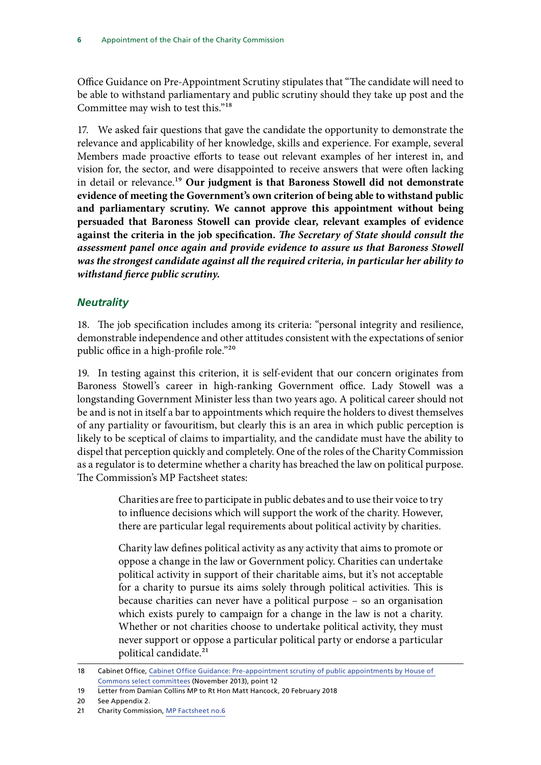Office Guidance on Pre-Appointment Scrutiny stipulates that "The candidate will need to be able to withstand parliamentary and public scrutiny should they take up post and the Committee may wish to test this."[18]

17. We asked fair questions that gave the candidate the opportunity to demonstrate the relevance and applicability of her knowledge, skills and experience. For example, several Members made proactive efforts to tease out relevant examples of her interest in, and vision for, the sector, and were disappointed to receive answers that were often lacking in detail or relevance.[19] **Our judgment is that Baroness Stowell did not demonstrate evidence of meeting the Government's own criterion of being able to withstand public and parliamentary scrutiny. We cannot approve this appointment without being persuaded that Baroness Stowell can provide clear, relevant examples of evidence against the criteria in the job specification.** ***The Secretary of State should consult the assessment panel once again and provide evidence to assure us that Baroness Stowell was the strongest candidate against all the required criteria, in particular her ability to withstand fierce public scrutiny.***

### *Neutrality*

18. The job specification includes among its criteria: "personal integrity and resilience, demonstrable independence and other attitudes consistent with the expectations of senior public office in a high-profile role."[20]

19. In testing against this criterion, it is self-evident that our concern originates from Baroness Stowell's career in high-ranking Government office. Lady Stowell was a longstanding Government Minister less than two years ago. A political career should not be and is not in itself a bar to appointments which require the holders to divest themselves of any partiality or favouritism, but clearly this is an area in which public perception is likely to be sceptical of claims to impartiality, and the candidate must have the ability to dispel that perception quickly and completely. One of the roles of the Charity Commission as a regulator is to determine whether a charity has breached the law on political purpose. The Commission's MP Factsheet states:

> Charities are free to participate in public debates and to use their voice to try to influence decisions which will support the work of the charity. However, there are particular legal requirements about political activity by charities.
>
> Charity law defines political activity as any activity that aims to promote or oppose a change in the law or Government policy. Charities can undertake political activity in support of their charitable aims, but it's not acceptable for a charity to pursue its aims solely through political activities. This is because charities can never have a political purpose – so an organisation which exists purely to campaign for a change in the law is not a charity. Whether or not charities choose to undertake political activity, they must never support or oppose a particular political party or endorse a particular political candidate.[21]

---

18 Cabinet Office, Cabinet Office Guidance: Pre-appointment scrutiny of public appointments by House of Commons select committees (November 2013), point 12

19 Letter from Damian Collins MP to Rt Hon Matt Hancock, 20 February 2018

20 See Appendix 2.

21 Charity Commission, MP Factsheet no.6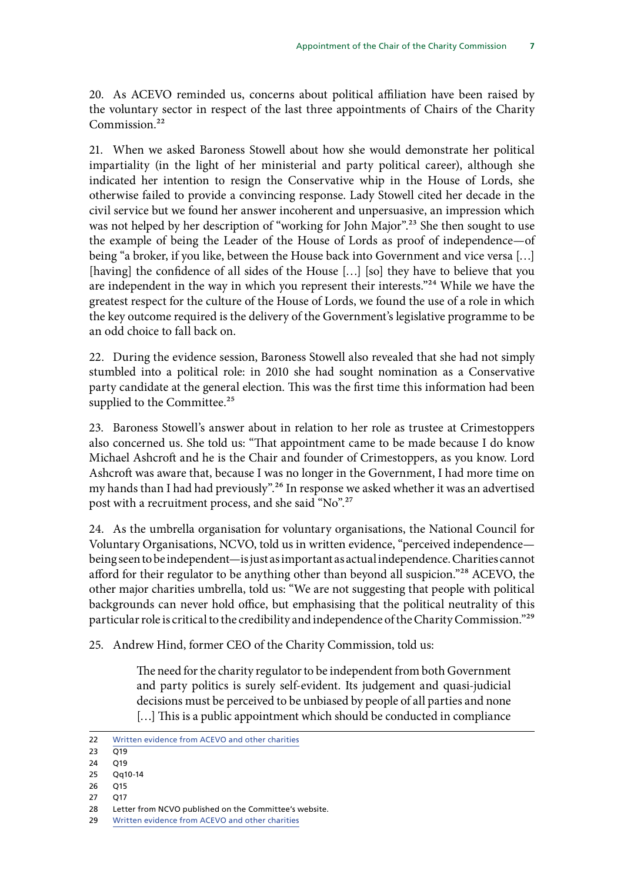20. As ACEVO reminded us, concerns about political affiliation have been raised by the voluntary sector in respect of the last three appointments of Chairs of the Charity Commission.[22]

21. When we asked Baroness Stowell about how she would demonstrate her political impartiality (in the light of her ministerial and party political career), although she indicated her intention to resign the Conservative whip in the House of Lords, she otherwise failed to provide a convincing response. Lady Stowell cited her decade in the civil service but we found her answer incoherent and unpersuasive, an impression which was not helped by her description of "working for John Major".[23] She then sought to use the example of being the Leader of the House of Lords as proof of independence—of being "a broker, if you like, between the House back into Government and vice versa […] [having] the confidence of all sides of the House […] [so] they have to believe that you are independent in the way in which you represent their interests."[24] While we have the greatest respect for the culture of the House of Lords, we found the use of a role in which the key outcome required is the delivery of the Government's legislative programme to be an odd choice to fall back on.

22. During the evidence session, Baroness Stowell also revealed that she had not simply stumbled into a political role: in 2010 she had sought nomination as a Conservative party candidate at the general election. This was the first time this information had been supplied to the Committee.[25]

23. Baroness Stowell's answer about in relation to her role as trustee at Crimestoppers also concerned us. She told us: "That appointment came to be made because I do know Michael Ashcroft and he is the Chair and founder of Crimestoppers, as you know. Lord Ashcroft was aware that, because I was no longer in the Government, I had more time on my hands than I had had previously".[26] In response we asked whether it was an advertised post with a recruitment process, and she said "No".[27]

24. As the umbrella organisation for voluntary organisations, the National Council for Voluntary Organisations, NCVO, told us in written evidence, "perceived independence—being seen to be independent—is just as important as actual independence. Charities cannot afford for their regulator to be anything other than beyond all suspicion."[28] ACEVO, the other major charities umbrella, told us: "We are not suggesting that people with political backgrounds can never hold office, but emphasising that the political neutrality of this particular role is critical to the credibility and independence of the Charity Commission."[29]

25. Andrew Hind, former CEO of the Charity Commission, told us:

> The need for the charity regulator to be independent from both Government and party politics is surely self-evident. Its judgement and quasi-judicial decisions must be perceived to be unbiased by people of all parties and none […] This is a public appointment which should be conducted in compliance

22 Written evidence from ACEVO and other charities
23 Q19
24 Q19
25 Qq10-14
26 Q15
27 Q17
28 Letter from NCVO published on the Committee's website.
29 Written evidence from ACEVO and other charities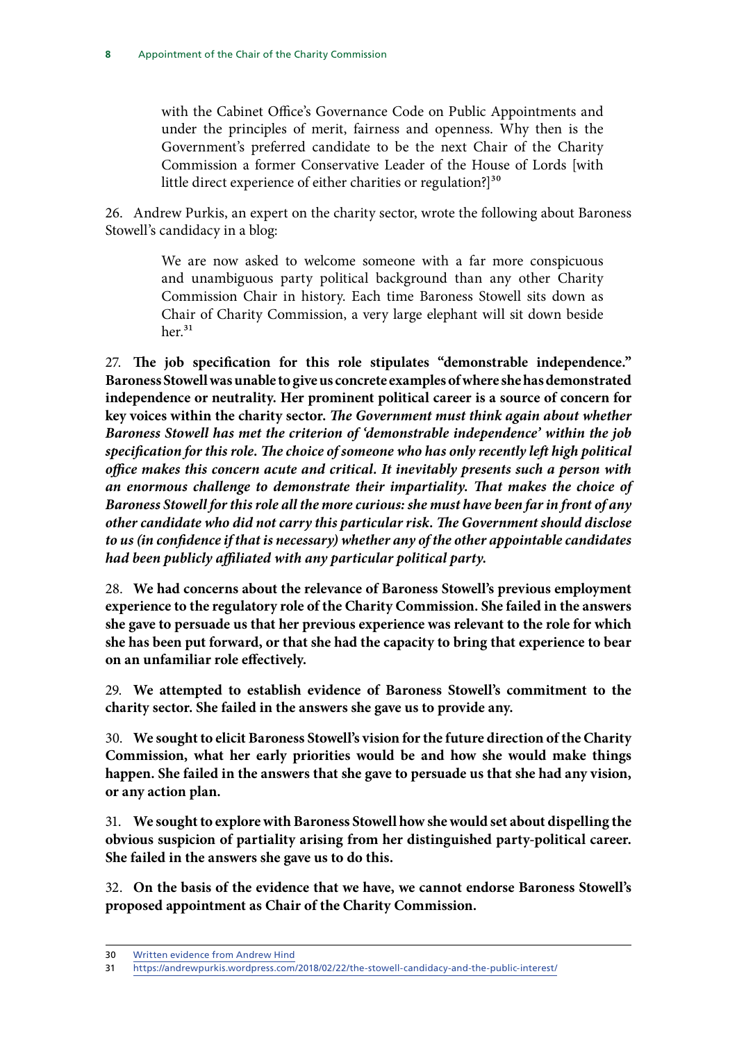> with the Cabinet Office's Governance Code on Public Appointments and under the principles of merit, fairness and openness. Why then is the Government's preferred candidate to be the next Chair of the Charity Commission a former Conservative Leader of the House of Lords [with little direct experience of either charities or regulation?][30]

26. Andrew Purkis, an expert on the charity sector, wrote the following about Baroness Stowell's candidacy in a blog:

> We are now asked to welcome someone with a far more conspicuous and unambiguous party political background than any other Charity Commission Chair in history. Each time Baroness Stowell sits down as Chair of Charity Commission, a very large elephant will sit down beside her.[31]

27. **The job specification for this role stipulates "demonstrable independence." Baroness Stowell was unable to give us concrete examples of where she has demonstrated independence or neutrality. Her prominent political career is a source of concern for key voices within the charity sector.** ***The Government must think again about whether Baroness Stowell has met the criterion of 'demonstrable independence' within the job specification for this role. The choice of someone who has only recently left high political office makes this concern acute and critical. It inevitably presents such a person with an enormous challenge to demonstrate their impartiality. That makes the choice of Baroness Stowell for this role all the more curious: she must have been far in front of any other candidate who did not carry this particular risk. The Government should disclose to us (in confidence if that is necessary) whether any of the other appointable candidates had been publicly affiliated with any particular political party.***

28. **We had concerns about the relevance of Baroness Stowell's previous employment experience to the regulatory role of the Charity Commission. She failed in the answers she gave to persuade us that her previous experience was relevant to the role for which she has been put forward, or that she had the capacity to bring that experience to bear on an unfamiliar role effectively.**

29. **We attempted to establish evidence of Baroness Stowell's commitment to the charity sector. She failed in the answers she gave us to provide any.**

30. **We sought to elicit Baroness Stowell's vision for the future direction of the Charity Commission, what her early priorities would be and how she would make things happen. She failed in the answers that she gave to persuade us that she had any vision, or any action plan.**

31. **We sought to explore with Baroness Stowell how she would set about dispelling the obvious suspicion of partiality arising from her distinguished party-political career. She failed in the answers she gave us to do this.**

32. **On the basis of the evidence that we have, we cannot endorse Baroness Stowell's proposed appointment as Chair of the Charity Commission.**

---

30 Written evidence from Andrew Hind

31 https://andrewpurkis.wordpress.com/2018/02/22/the-stowell-candidacy-and-the-public-interest/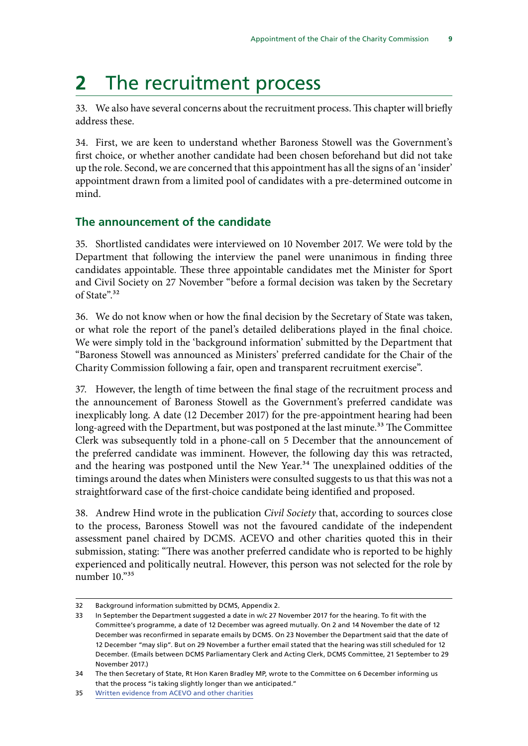# 2 The recruitment process

33. We also have several concerns about the recruitment process. This chapter will briefly address these.

34. First, we are keen to understand whether Baroness Stowell was the Government's first choice, or whether another candidate had been chosen beforehand but did not take up the role. Second, we are concerned that this appointment has all the signs of an 'insider' appointment drawn from a limited pool of candidates with a pre-determined outcome in mind.

## The announcement of the candidate

35. Shortlisted candidates were interviewed on 10 November 2017. We were told by the Department that following the interview the panel were unanimous in finding three candidates appointable. These three appointable candidates met the Minister for Sport and Civil Society on 27 November "before a formal decision was taken by the Secretary of State".[32]

36. We do not know when or how the final decision by the Secretary of State was taken, or what role the report of the panel's detailed deliberations played in the final choice. We were simply told in the 'background information' submitted by the Department that "Baroness Stowell was announced as Ministers' preferred candidate for the Chair of the Charity Commission following a fair, open and transparent recruitment exercise".

37. However, the length of time between the final stage of the recruitment process and the announcement of Baroness Stowell as the Government's preferred candidate was inexplicably long. A date (12 December 2017) for the pre-appointment hearing had been long-agreed with the Department, but was postponed at the last minute.[33] The Committee Clerk was subsequently told in a phone-call on 5 December that the announcement of the preferred candidate was imminent. However, the following day this was retracted, and the hearing was postponed until the New Year.[34] The unexplained oddities of the timings around the dates when Ministers were consulted suggests to us that this was not a straightforward case of the first-choice candidate being identified and proposed.

38. Andrew Hind wrote in the publication *Civil Society* that, according to sources close to the process, Baroness Stowell was not the favoured candidate of the independent assessment panel chaired by DCMS. ACEVO and other charities quoted this in their submission, stating: "There was another preferred candidate who is reported to be highly experienced and politically neutral. However, this person was not selected for the role by number 10."[35]

---

32 Background information submitted by DCMS, Appendix 2.

33 In September the Department suggested a date in w/c 27 November 2017 for the hearing. To fit with the Committee's programme, a date of 12 December was agreed mutually. On 2 and 14 November the date of 12 December was reconfirmed in separate emails by DCMS. On 23 November the Department said that the date of 12 December "may slip". But on 29 November a further email stated that the hearing was still scheduled for 12 December. (Emails between DCMS Parliamentary Clerk and Acting Clerk, DCMS Committee, 21 September to 29 November 2017.)

34 The then Secretary of State, Rt Hon Karen Bradley MP, wrote to the Committee on 6 December informing us that the process "is taking slightly longer than we anticipated."

35 Written evidence from ACEVO and other charities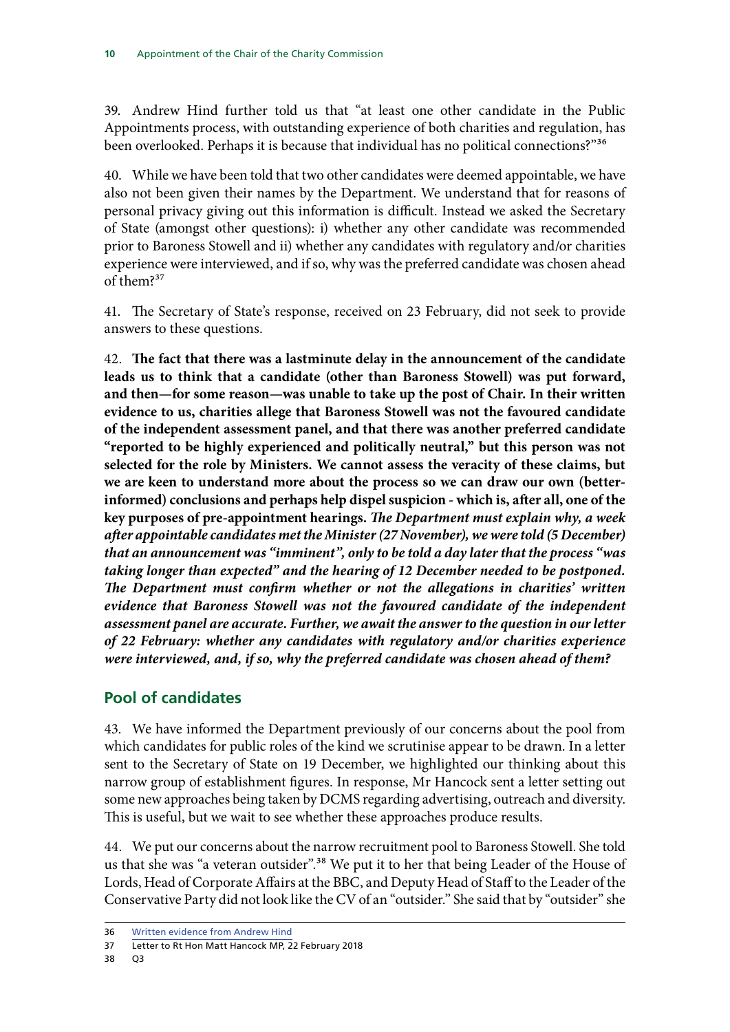39. Andrew Hind further told us that "at least one other candidate in the Public Appointments process, with outstanding experience of both charities and regulation, has been overlooked. Perhaps it is because that individual has no political connections?"[36]

40. While we have been told that two other candidates were deemed appointable, we have also not been given their names by the Department. We understand that for reasons of personal privacy giving out this information is difficult. Instead we asked the Secretary of State (amongst other questions): i) whether any other candidate was recommended prior to Baroness Stowell and ii) whether any candidates with regulatory and/or charities experience were interviewed, and if so, why was the preferred candidate was chosen ahead of them?[37]

41. The Secretary of State's response, received on 23 February, did not seek to provide answers to these questions.

42. **The fact that there was a lastminute delay in the announcement of the candidate leads us to think that a candidate (other than Baroness Stowell) was put forward, and then—for some reason—was unable to take up the post of Chair. In their written evidence to us, charities allege that Baroness Stowell was not the favoured candidate of the independent assessment panel, and that there was another preferred candidate "reported to be highly experienced and politically neutral," but this person was not selected for the role by Ministers. We cannot assess the veracity of these claims, but we are keen to understand more about the process so we can draw our own (better-informed) conclusions and perhaps help dispel suspicion - which is, after all, one of the key purposes of pre-appointment hearings.** ***The Department must explain why, a week after appointable candidates met the Minister (27 November), we were told (5 December) that an announcement was "imminent", only to be told a day later that the process "was taking longer than expected" and the hearing of 12 December needed to be postponed. The Department must confirm whether or not the allegations in charities' written evidence that Baroness Stowell was not the favoured candidate of the independent assessment panel are accurate. Further, we await the answer to the question in our letter of 22 February: whether any candidates with regulatory and/or charities experience were interviewed, and, if so, why the preferred candidate was chosen ahead of them?***

## Pool of candidates

43. We have informed the Department previously of our concerns about the pool from which candidates for public roles of the kind we scrutinise appear to be drawn. In a letter sent to the Secretary of State on 19 December, we highlighted our thinking about this narrow group of establishment figures. In response, Mr Hancock sent a letter setting out some new approaches being taken by DCMS regarding advertising, outreach and diversity. This is useful, but we wait to see whether these approaches produce results.

44. We put our concerns about the narrow recruitment pool to Baroness Stowell. She told us that she was "a veteran outsider".[38] We put it to her that being Leader of the House of Lords, Head of Corporate Affairs at the BBC, and Deputy Head of Staff to the Leader of the Conservative Party did not look like the CV of an "outsider." She said that by "outsider" she

---

36 Written evidence from Andrew Hind

37 Letter to Rt Hon Matt Hancock MP, 22 February 2018

38 Q3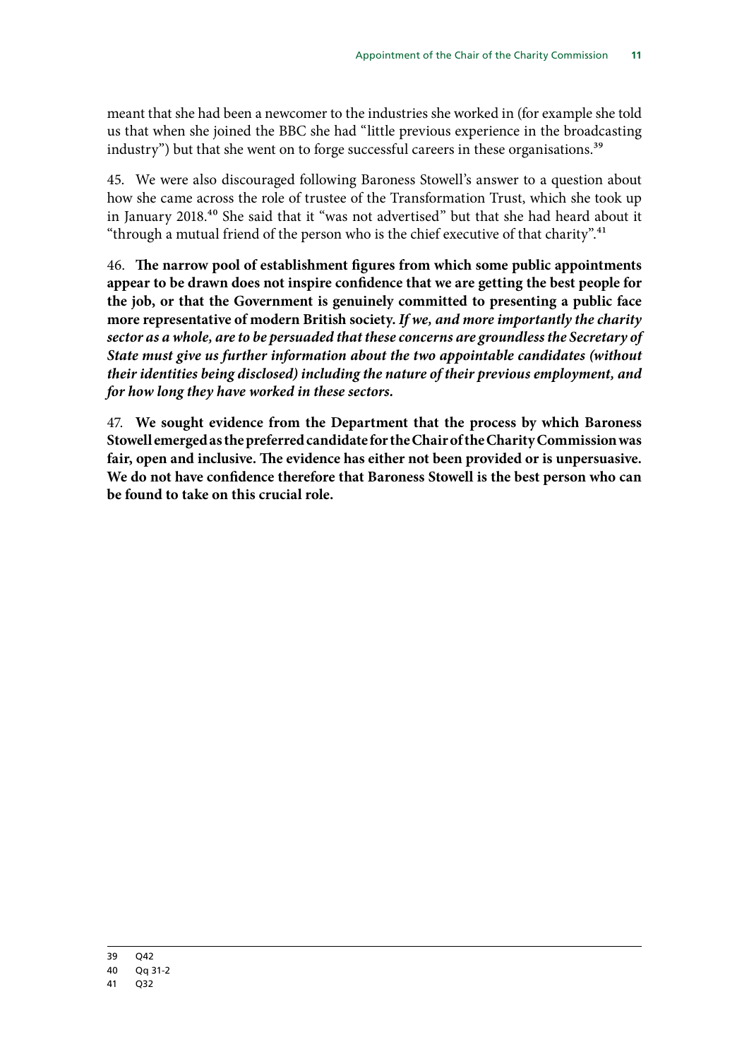meant that she had been a newcomer to the industries she worked in (for example she told us that when she joined the BBC she had "little previous experience in the broadcasting industry") but that she went on to forge successful careers in these organisations.[39]

45. We were also discouraged following Baroness Stowell's answer to a question about how she came across the role of trustee of the Transformation Trust, which she took up in January 2018.[40] She said that it "was not advertised" but that she had heard about it "through a mutual friend of the person who is the chief executive of that charity".[41]

46. **The narrow pool of establishment figures from which some public appointments appear to be drawn does not inspire confidence that we are getting the best people for the job, or that the Government is genuinely committed to presenting a public face more representative of modern British society.** ***If we, and more importantly the charity sector as a whole, are to be persuaded that these concerns are groundless the Secretary of State must give us further information about the two appointable candidates (without their identities being disclosed) including the nature of their previous employment, and for how long they have worked in these sectors.***

47. **We sought evidence from the Department that the process by which Baroness Stowell emerged as the preferred candidate for the Chair of the Charity Commission was fair, open and inclusive. The evidence has either not been provided or is unpersuasive. We do not have confidence therefore that Baroness Stowell is the best person who can be found to take on this crucial role.**

39 Q42

40 Qq 31-2

41 Q32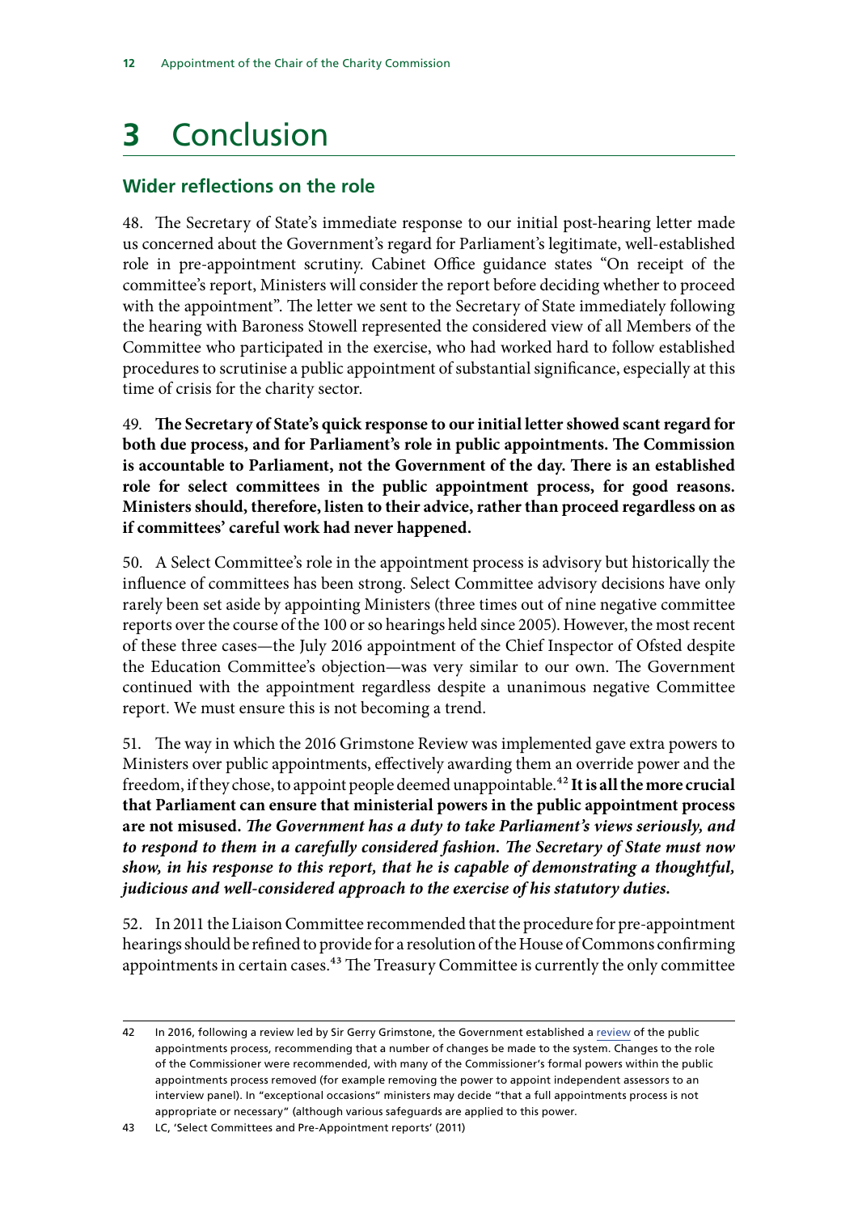# 3 Conclusion

## Wider reflections on the role

48. The Secretary of State's immediate response to our initial post-hearing letter made us concerned about the Government's regard for Parliament's legitimate, well-established role in pre-appointment scrutiny. Cabinet Office guidance states "On receipt of the committee's report, Ministers will consider the report before deciding whether to proceed with the appointment". The letter we sent to the Secretary of State immediately following the hearing with Baroness Stowell represented the considered view of all Members of the Committee who participated in the exercise, who had worked hard to follow established procedures to scrutinise a public appointment of substantial significance, especially at this time of crisis for the charity sector.

49. **The Secretary of State's quick response to our initial letter showed scant regard for both due process, and for Parliament's role in public appointments. The Commission is accountable to Parliament, not the Government of the day. There is an established role for select committees in the public appointment process, for good reasons. Ministers should, therefore, listen to their advice, rather than proceed regardless on as if committees' careful work had never happened.**

50. A Select Committee's role in the appointment process is advisory but historically the influence of committees has been strong. Select Committee advisory decisions have only rarely been set aside by appointing Ministers (three times out of nine negative committee reports over the course of the 100 or so hearings held since 2005). However, the most recent of these three cases—the July 2016 appointment of the Chief Inspector of Ofsted despite the Education Committee's objection—was very similar to our own. The Government continued with the appointment regardless despite a unanimous negative Committee report. We must ensure this is not becoming a trend.

51. The way in which the 2016 Grimstone Review was implemented gave extra powers to Ministers over public appointments, effectively awarding them an override power and the freedom, if they chose, to appoint people deemed unappointable.[42] **It is all the more crucial that Parliament can ensure that ministerial powers in the public appointment process are not misused.** ***The Government has a duty to take Parliament's views seriously, and to respond to them in a carefully considered fashion. The Secretary of State must now show, in his response to this report, that he is capable of demonstrating a thoughtful, judicious and well-considered approach to the exercise of his statutory duties.***

52. In 2011 the Liaison Committee recommended that the procedure for pre-appointment hearings should be refined to provide for a resolution of the House of Commons confirming appointments in certain cases.[43] The Treasury Committee is currently the only committee

---

42 In 2016, following a review led by Sir Gerry Grimstone, the Government established a review of the public appointments process, recommending that a number of changes be made to the system. Changes to the role of the Commissioner were recommended, with many of the Commissioner's formal powers within the public appointments process removed (for example removing the power to appoint independent assessors to an interview panel). In "exceptional occasions" ministers may decide "that a full appointments process is not appropriate or necessary" (although various safeguards are applied to this power.

43 LC, 'Select Committees and Pre-Appointment reports' (2011)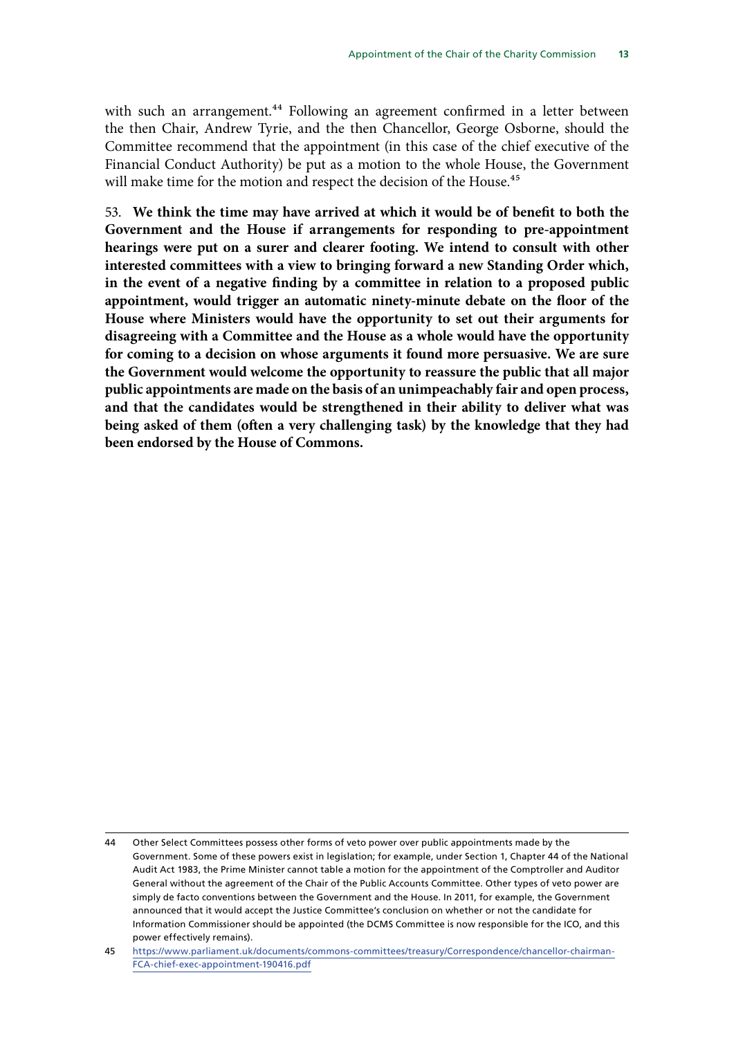with such an arrangement.[44] Following an agreement confirmed in a letter between the then Chair, Andrew Tyrie, and the then Chancellor, George Osborne, should the Committee recommend that the appointment (in this case of the chief executive of the Financial Conduct Authority) be put as a motion to the whole House, the Government will make time for the motion and respect the decision of the House.[45]

53. **We think the time may have arrived at which it would be of benefit to both the Government and the House if arrangements for responding to pre-appointment hearings were put on a surer and clearer footing. We intend to consult with other interested committees with a view to bringing forward a new Standing Order which, in the event of a negative finding by a committee in relation to a proposed public appointment, would trigger an automatic ninety-minute debate on the floor of the House where Ministers would have the opportunity to set out their arguments for disagreeing with a Committee and the House as a whole would have the opportunity for coming to a decision on whose arguments it found more persuasive. We are sure the Government would welcome the opportunity to reassure the public that all major public appointments are made on the basis of an unimpeachably fair and open process, and that the candidates would be strengthened in their ability to deliver what was being asked of them (often a very challenging task) by the knowledge that they had been endorsed by the House of Commons.**

---

44 Other Select Committees possess other forms of veto power over public appointments made by the Government. Some of these powers exist in legislation; for example, under Section 1, Chapter 44 of the National Audit Act 1983, the Prime Minister cannot table a motion for the appointment of the Comptroller and Auditor General without the agreement of the Chair of the Public Accounts Committee. Other types of veto power are simply de facto conventions between the Government and the House. In 2011, for example, the Government announced that it would accept the Justice Committee's conclusion on whether or not the candidate for Information Commissioner should be appointed (the DCMS Committee is now responsible for the ICO, and this power effectively remains).

45 https://www.parliament.uk/documents/commons-committees/treasury/Correspondence/chancellor-chairman-FCA-chief-exec-appointment-190416.pdf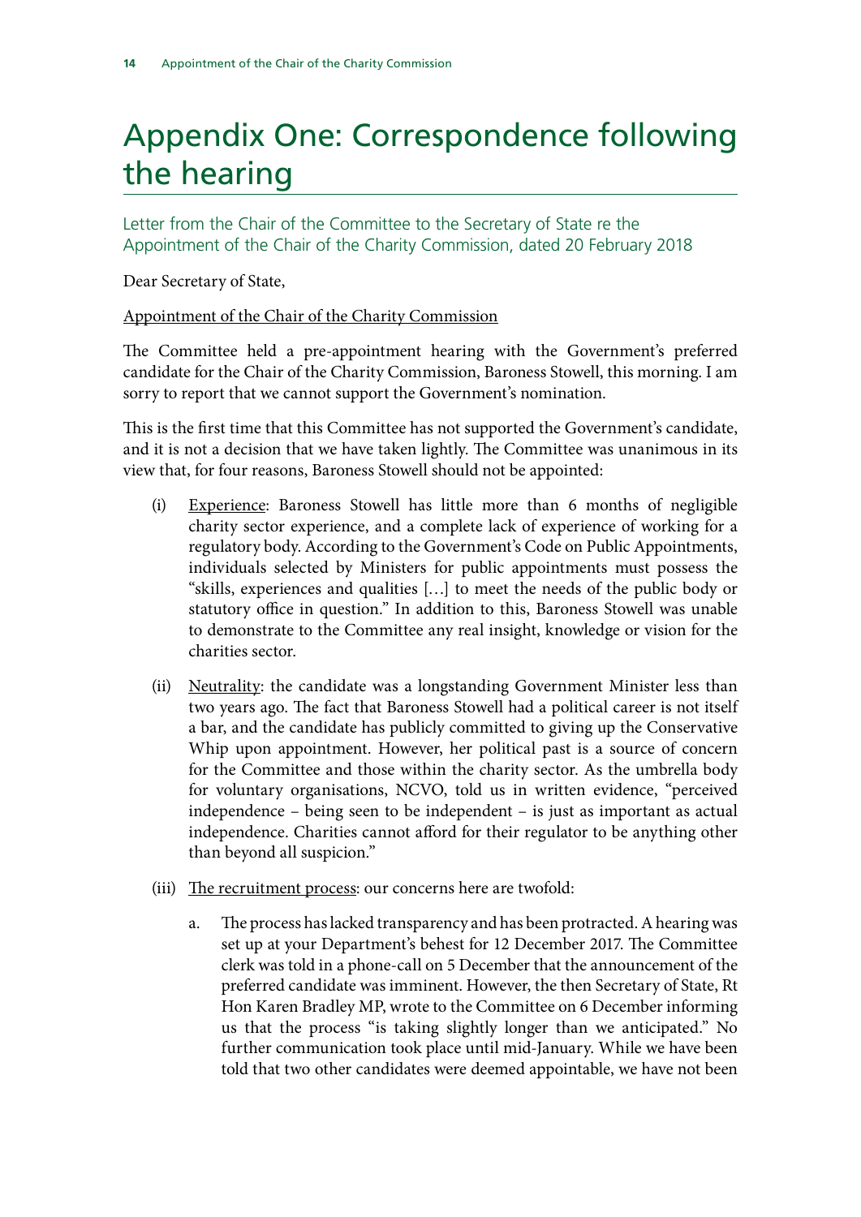# Appendix One: Correspondence following the hearing

## Letter from the Chair of the Committee to the Secretary of State re the Appointment of the Chair of the Charity Commission, dated 20 February 2018

Dear Secretary of State,

Appointment of the Chair of the Charity Commission

The Committee held a pre-appointment hearing with the Government's preferred candidate for the Chair of the Charity Commission, Baroness Stowell, this morning. I am sorry to report that we cannot support the Government's nomination.

This is the first time that this Committee has not supported the Government's candidate, and it is not a decision that we have taken lightly. The Committee was unanimous in its view that, for four reasons, Baroness Stowell should not be appointed:

(i) Experience: Baroness Stowell has little more than 6 months of negligible charity sector experience, and a complete lack of experience of working for a regulatory body. According to the Government's Code on Public Appointments, individuals selected by Ministers for public appointments must possess the "skills, experiences and qualities […] to meet the needs of the public body or statutory office in question." In addition to this, Baroness Stowell was unable to demonstrate to the Committee any real insight, knowledge or vision for the charities sector.

(ii) Neutrality: the candidate was a longstanding Government Minister less than two years ago. The fact that Baroness Stowell had a political career is not itself a bar, and the candidate has publicly committed to giving up the Conservative Whip upon appointment. However, her political past is a source of concern for the Committee and those within the charity sector. As the umbrella body for voluntary organisations, NCVO, told us in written evidence, "perceived independence – being seen to be independent – is just as important as actual independence. Charities cannot afford for their regulator to be anything other than beyond all suspicion."

(iii) The recruitment process: our concerns here are twofold:

a. The process has lacked transparency and has been protracted. A hearing was set up at your Department's behest for 12 December 2017. The Committee clerk was told in a phone-call on 5 December that the announcement of the preferred candidate was imminent. However, the then Secretary of State, Rt Hon Karen Bradley MP, wrote to the Committee on 6 December informing us that the process "is taking slightly longer than we anticipated." No further communication took place until mid-January. While we have been told that two other candidates were deemed appointable, we have not been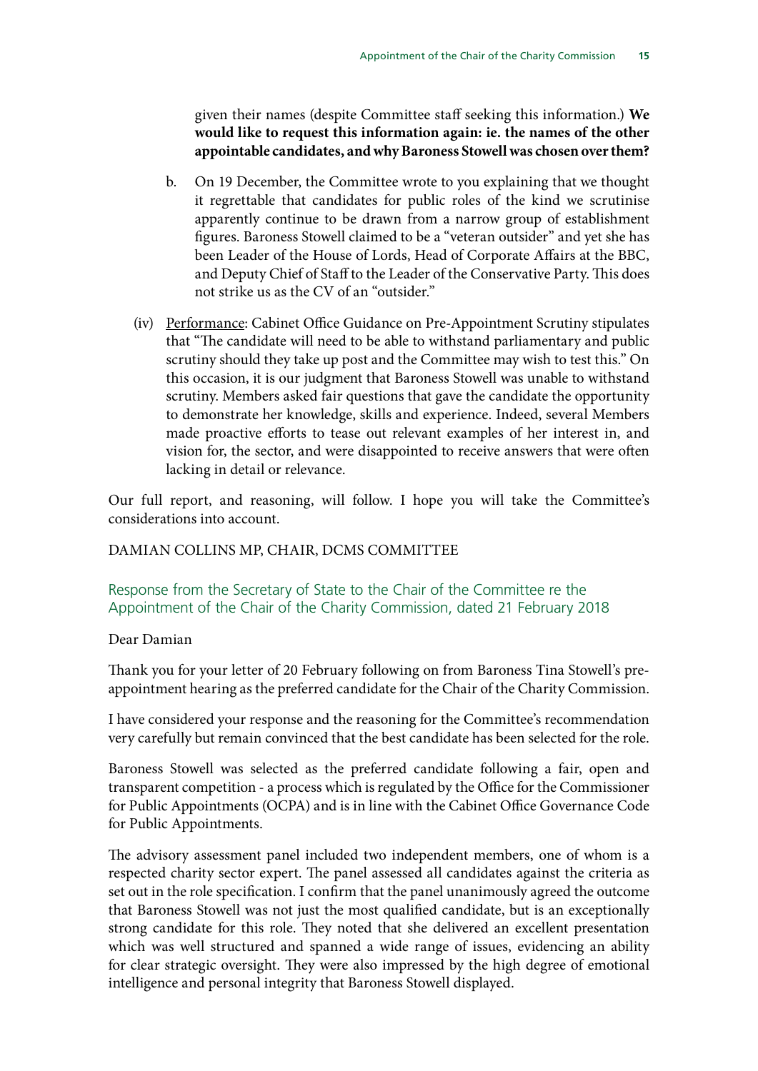given their names (despite Committee staff seeking this information.) **We would like to request this information again: ie. the names of the other appointable candidates, and why Baroness Stowell was chosen over them?**

b. On 19 December, the Committee wrote to you explaining that we thought it regrettable that candidates for public roles of the kind we scrutinise apparently continue to be drawn from a narrow group of establishment figures. Baroness Stowell claimed to be a "veteran outsider" and yet she has been Leader of the House of Lords, Head of Corporate Affairs at the BBC, and Deputy Chief of Staff to the Leader of the Conservative Party. This does not strike us as the CV of an "outsider."

(iv) Performance: Cabinet Office Guidance on Pre-Appointment Scrutiny stipulates that "The candidate will need to be able to withstand parliamentary and public scrutiny should they take up post and the Committee may wish to test this." On this occasion, it is our judgment that Baroness Stowell was unable to withstand scrutiny. Members asked fair questions that gave the candidate the opportunity to demonstrate her knowledge, skills and experience. Indeed, several Members made proactive efforts to tease out relevant examples of her interest in, and vision for, the sector, and were disappointed to receive answers that were often lacking in detail or relevance.

Our full report, and reasoning, will follow. I hope you will take the Committee's considerations into account.

DAMIAN COLLINS MP, CHAIR, DCMS COMMITTEE

### Response from the Secretary of State to the Chair of the Committee re the Appointment of the Chair of the Charity Commission, dated 21 February 2018

Dear Damian

Thank you for your letter of 20 February following on from Baroness Tina Stowell's pre-appointment hearing as the preferred candidate for the Chair of the Charity Commission.

I have considered your response and the reasoning for the Committee's recommendation very carefully but remain convinced that the best candidate has been selected for the role.

Baroness Stowell was selected as the preferred candidate following a fair, open and transparent competition - a process which is regulated by the Office for the Commissioner for Public Appointments (OCPA) and is in line with the Cabinet Office Governance Code for Public Appointments.

The advisory assessment panel included two independent members, one of whom is a respected charity sector expert. The panel assessed all candidates against the criteria as set out in the role specification. I confirm that the panel unanimously agreed the outcome that Baroness Stowell was not just the most qualified candidate, but is an exceptionally strong candidate for this role. They noted that she delivered an excellent presentation which was well structured and spanned a wide range of issues, evidencing an ability for clear strategic oversight. They were also impressed by the high degree of emotional intelligence and personal integrity that Baroness Stowell displayed.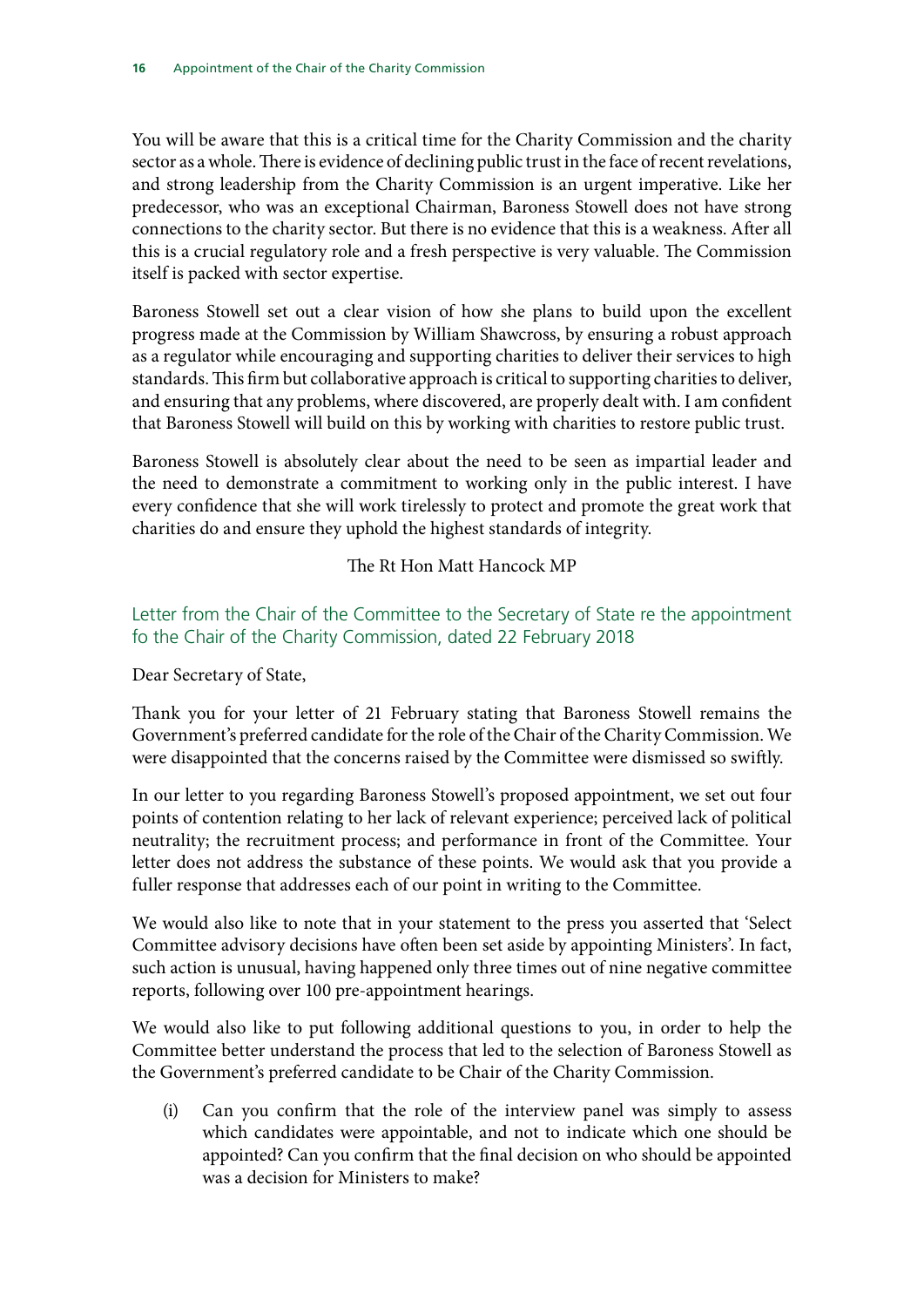You will be aware that this is a critical time for the Charity Commission and the charity sector as a whole. There is evidence of declining public trust in the face of recent revelations, and strong leadership from the Charity Commission is an urgent imperative. Like her predecessor, who was an exceptional Chairman, Baroness Stowell does not have strong connections to the charity sector. But there is no evidence that this is a weakness. After all this is a crucial regulatory role and a fresh perspective is very valuable. The Commission itself is packed with sector expertise.

Baroness Stowell set out a clear vision of how she plans to build upon the excellent progress made at the Commission by William Shawcross, by ensuring a robust approach as a regulator while encouraging and supporting charities to deliver their services to high standards. This firm but collaborative approach is critical to supporting charities to deliver, and ensuring that any problems, where discovered, are properly dealt with. I am confident that Baroness Stowell will build on this by working with charities to restore public trust.

Baroness Stowell is absolutely clear about the need to be seen as impartial leader and the need to demonstrate a commitment to working only in the public interest. I have every confidence that she will work tirelessly to protect and promote the great work that charities do and ensure they uphold the highest standards of integrity.

The Rt Hon Matt Hancock MP

## Letter from the Chair of the Committee to the Secretary of State re the appointment fo the Chair of the Charity Commission, dated 22 February 2018

Dear Secretary of State,

Thank you for your letter of 21 February stating that Baroness Stowell remains the Government's preferred candidate for the role of the Chair of the Charity Commission. We were disappointed that the concerns raised by the Committee were dismissed so swiftly.

In our letter to you regarding Baroness Stowell's proposed appointment, we set out four points of contention relating to her lack of relevant experience; perceived lack of political neutrality; the recruitment process; and performance in front of the Committee. Your letter does not address the substance of these points. We would ask that you provide a fuller response that addresses each of our point in writing to the Committee.

We would also like to note that in your statement to the press you asserted that 'Select Committee advisory decisions have often been set aside by appointing Ministers'. In fact, such action is unusual, having happened only three times out of nine negative committee reports, following over 100 pre-appointment hearings.

We would also like to put following additional questions to you, in order to help the Committee better understand the process that led to the selection of Baroness Stowell as the Government's preferred candidate to be Chair of the Charity Commission.

(i) Can you confirm that the role of the interview panel was simply to assess which candidates were appointable, and not to indicate which one should be appointed? Can you confirm that the final decision on who should be appointed was a decision for Ministers to make?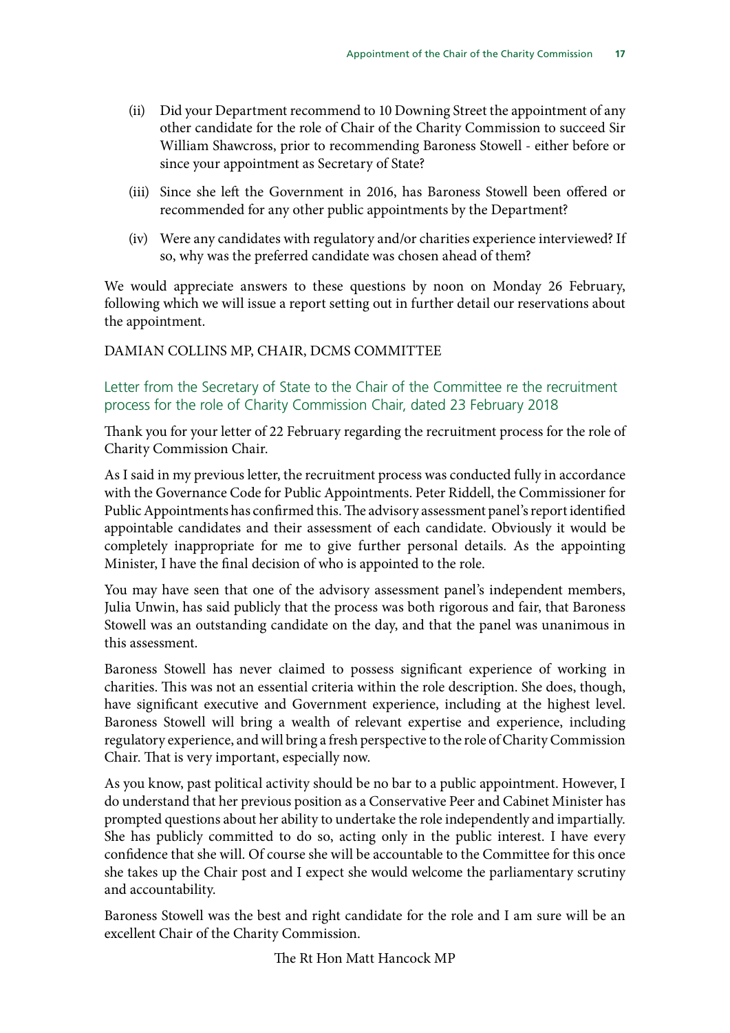(ii) Did your Department recommend to 10 Downing Street the appointment of any other candidate for the role of Chair of the Charity Commission to succeed Sir William Shawcross, prior to recommending Baroness Stowell - either before or since your appointment as Secretary of State?

(iii) Since she left the Government in 2016, has Baroness Stowell been offered or recommended for any other public appointments by the Department?

(iv) Were any candidates with regulatory and/or charities experience interviewed? If so, why was the preferred candidate was chosen ahead of them?

We would appreciate answers to these questions by noon on Monday 26 February, following which we will issue a report setting out in further detail our reservations about the appointment.

DAMIAN COLLINS MP, CHAIR, DCMS COMMITTEE

### Letter from the Secretary of State to the Chair of the Committee re the recruitment process for the role of Charity Commission Chair, dated 23 February 2018

Thank you for your letter of 22 February regarding the recruitment process for the role of Charity Commission Chair.

As I said in my previous letter, the recruitment process was conducted fully in accordance with the Governance Code for Public Appointments. Peter Riddell, the Commissioner for Public Appointments has confirmed this. The advisory assessment panel's report identified appointable candidates and their assessment of each candidate. Obviously it would be completely inappropriate for me to give further personal details. As the appointing Minister, I have the final decision of who is appointed to the role.

You may have seen that one of the advisory assessment panel's independent members, Julia Unwin, has said publicly that the process was both rigorous and fair, that Baroness Stowell was an outstanding candidate on the day, and that the panel was unanimous in this assessment.

Baroness Stowell has never claimed to possess significant experience of working in charities. This was not an essential criteria within the role description. She does, though, have significant executive and Government experience, including at the highest level. Baroness Stowell will bring a wealth of relevant expertise and experience, including regulatory experience, and will bring a fresh perspective to the role of Charity Commission Chair. That is very important, especially now.

As you know, past political activity should be no bar to a public appointment. However, I do understand that her previous position as a Conservative Peer and Cabinet Minister has prompted questions about her ability to undertake the role independently and impartially. She has publicly committed to do so, acting only in the public interest. I have every confidence that she will. Of course she will be accountable to the Committee for this once she takes up the Chair post and I expect she would welcome the parliamentary scrutiny and accountability.

Baroness Stowell was the best and right candidate for the role and I am sure will be an excellent Chair of the Charity Commission.

The Rt Hon Matt Hancock MP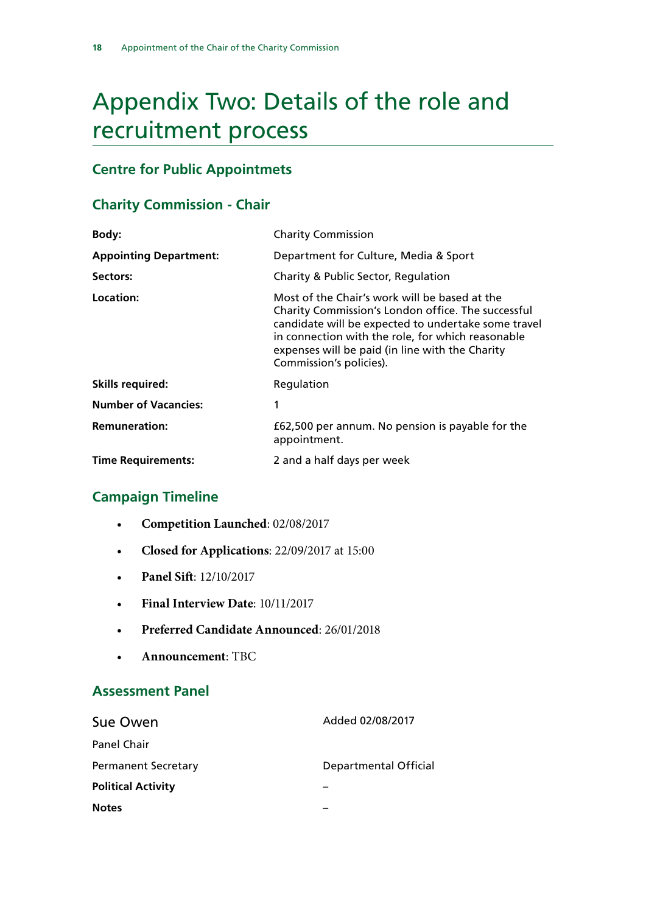# Appendix Two: Details of the role and recruitment process

### Centre for Public Appointmets

### Charity Commission - Chair

| | |
|---|---|
| **Body:** | Charity Commission |
| **Appointing Department:** | Department for Culture, Media & Sport |
| **Sectors:** | Charity & Public Sector, Regulation |
| **Location:** | Most of the Chair's work will be based at the Charity Commission's London office. The successful candidate will be expected to undertake some travel in connection with the role, for which reasonable expenses will be paid (in line with the Charity Commission's policies). |
| **Skills required:** | Regulation |
| **Number of Vacancies:** | 1 |
| **Remuneration:** | £62,500 per annum. No pension is payable for the appointment. |
| **Time Requirements:** | 2 and a half days per week |

### Campaign Timeline

- **Competition Launched**: 02/08/2017
- **Closed for Applications**: 22/09/2017 at 15:00
- **Panel Sift**: 12/10/2017
- **Final Interview Date**: 10/11/2017
- **Preferred Candidate Announced**: 26/01/2018
- **Announcement**: TBC

### Assessment Panel

| | |
|---|---|
| Sue Owen | Added 02/08/2017 |
| Panel Chair | |
| Permanent Secretary | Departmental Official |
| **Political Activity** | – |
| **Notes** | – |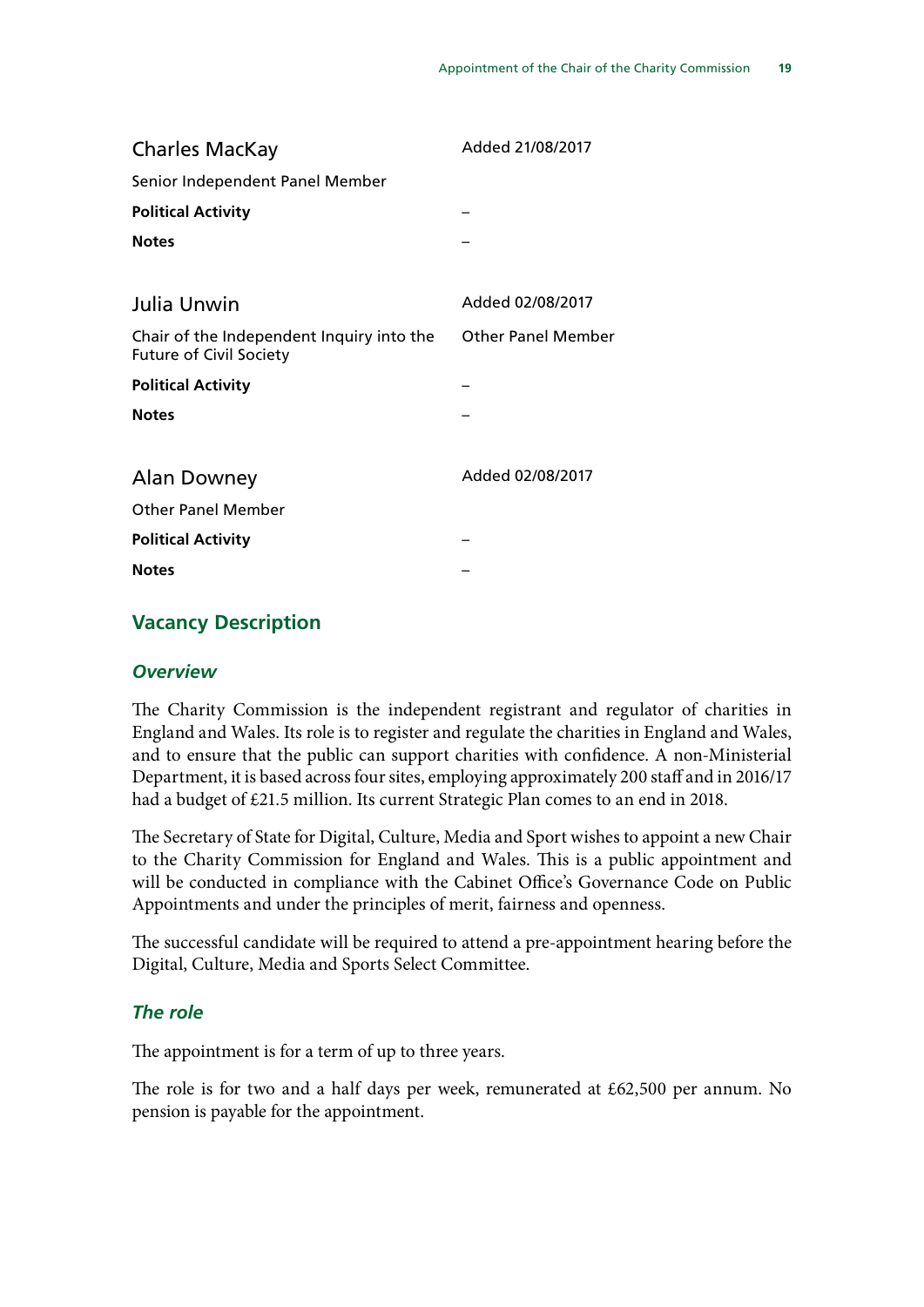Charles MacKay | Added 21/08/2017

Senior Independent Panel Member

**Political Activity** –

**Notes** –

Julia Unwin | Added 02/08/2017

Chair of the Independent Inquiry into the Future of Civil Society | Other Panel Member

**Political Activity** –

**Notes** –

Alan Downey | Added 02/08/2017

Other Panel Member

**Political Activity** –

**Notes** –

## Vacancy Description

### *Overview*

The Charity Commission is the independent registrant and regulator of charities in England and Wales. Its role is to register and regulate the charities in England and Wales, and to ensure that the public can support charities with confidence. A non-Ministerial Department, it is based across four sites, employing approximately 200 staff and in 2016/17 had a budget of £21.5 million. Its current Strategic Plan comes to an end in 2018.

The Secretary of State for Digital, Culture, Media and Sport wishes to appoint a new Chair to the Charity Commission for England and Wales. This is a public appointment and will be conducted in compliance with the Cabinet Office's Governance Code on Public Appointments and under the principles of merit, fairness and openness.

The successful candidate will be required to attend a pre-appointment hearing before the Digital, Culture, Media and Sports Select Committee.

### *The role*

The appointment is for a term of up to three years.

The role is for two and a half days per week, remunerated at £62,500 per annum. No pension is payable for the appointment.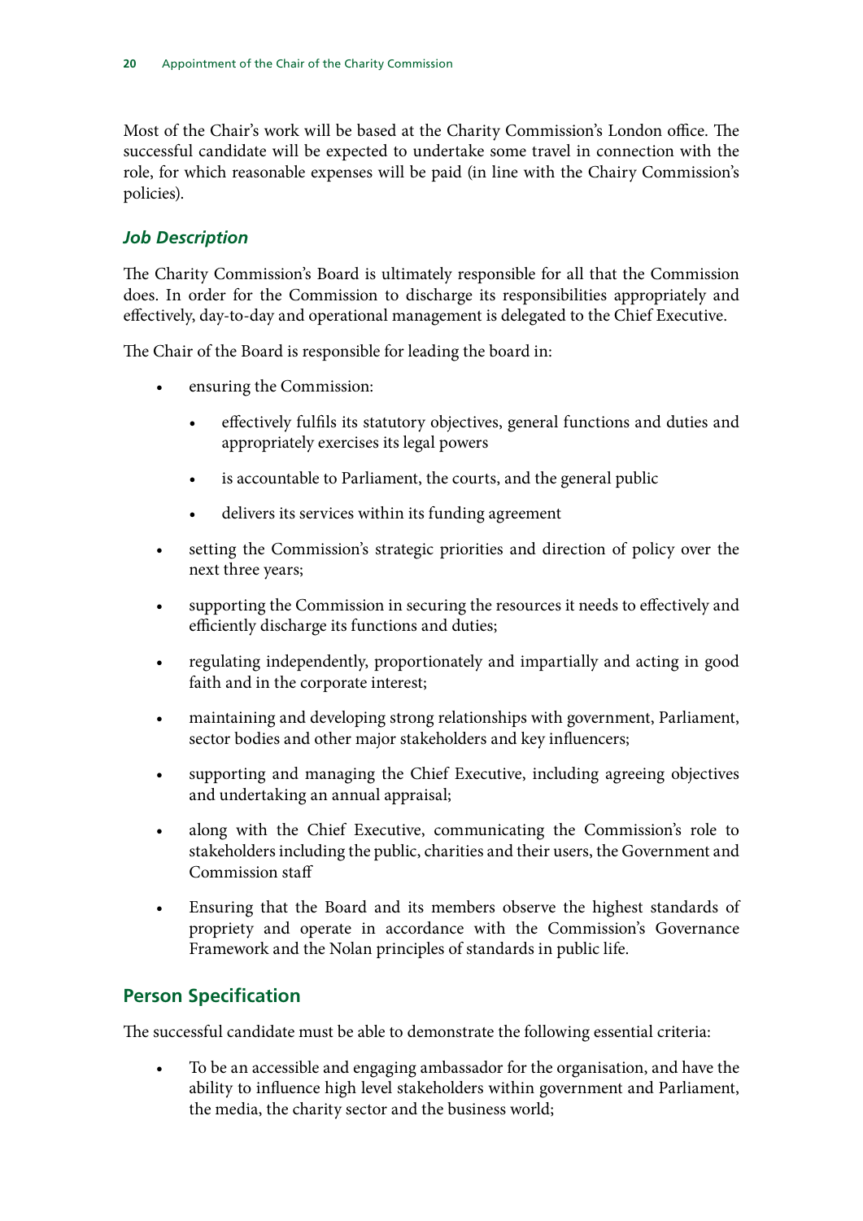Most of the Chair's work will be based at the Charity Commission's London office. The successful candidate will be expected to undertake some travel in connection with the role, for which reasonable expenses will be paid (in line with the Chairy Commission's policies).

### *Job Description*

The Charity Commission's Board is ultimately responsible for all that the Commission does. In order for the Commission to discharge its responsibilities appropriately and effectively, day-to-day and operational management is delegated to the Chief Executive.

The Chair of the Board is responsible for leading the board in:

- ensuring the Commission:
  - effectively fulfils its statutory objectives, general functions and duties and appropriately exercises its legal powers
  - is accountable to Parliament, the courts, and the general public
  - delivers its services within its funding agreement
- setting the Commission's strategic priorities and direction of policy over the next three years;
- supporting the Commission in securing the resources it needs to effectively and efficiently discharge its functions and duties;
- regulating independently, proportionately and impartially and acting in good faith and in the corporate interest;
- maintaining and developing strong relationships with government, Parliament, sector bodies and other major stakeholders and key influencers;
- supporting and managing the Chief Executive, including agreeing objectives and undertaking an annual appraisal;
- along with the Chief Executive, communicating the Commission's role to stakeholders including the public, charities and their users, the Government and Commission staff
- Ensuring that the Board and its members observe the highest standards of propriety and operate in accordance with the Commission's Governance Framework and the Nolan principles of standards in public life.

## Person Specification

The successful candidate must be able to demonstrate the following essential criteria:

- To be an accessible and engaging ambassador for the organisation, and have the ability to influence high level stakeholders within government and Parliament, the media, the charity sector and the business world;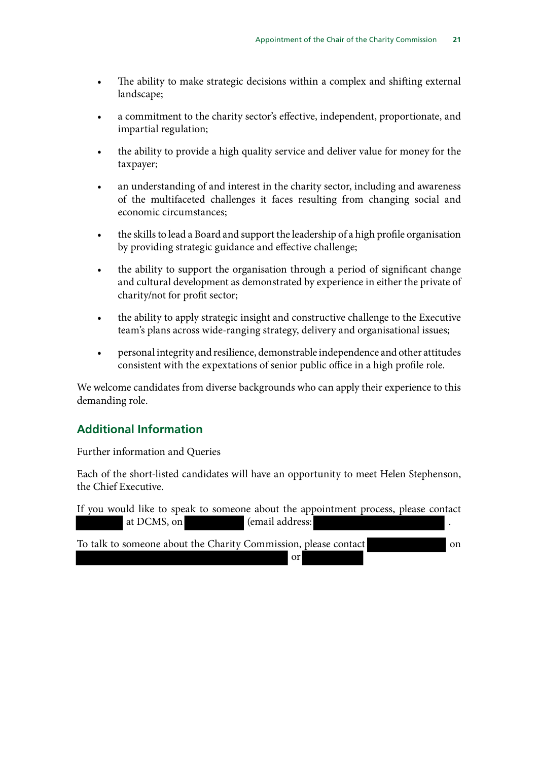- The ability to make strategic decisions within a complex and shifting external landscape;
- a commitment to the charity sector's effective, independent, proportionate, and impartial regulation;
- the ability to provide a high quality service and deliver value for money for the taxpayer;
- an understanding of and interest in the charity sector, including and awareness of the multifaceted challenges it faces resulting from changing social and economic circumstances;
- the skills to lead a Board and support the leadership of a high profile organisation by providing strategic guidance and effective challenge;
- the ability to support the organisation through a period of significant change and cultural development as demonstrated by experience in either the private of charity/not for profit sector;
- the ability to apply strategic insight and constructive challenge to the Executive team's plans across wide-ranging strategy, delivery and organisational issues;
- personal integrity and resilience, demonstrable independence and other attitudes consistent with the expectations of senior public office in a high profile role.

We welcome candidates from diverse backgrounds who can apply their experience to this demanding role.

## Additional Information

Further information and Queries

Each of the short-listed candidates will have an opportunity to meet Helen Stephenson, the Chief Executive.

If you would like to speak to someone about the appointment process, please contact [redacted] at DCMS, on [redacted] (email address: [redacted] .

To talk to someone about the Charity Commission, please contact [redacted] on [redacted] or [redacted]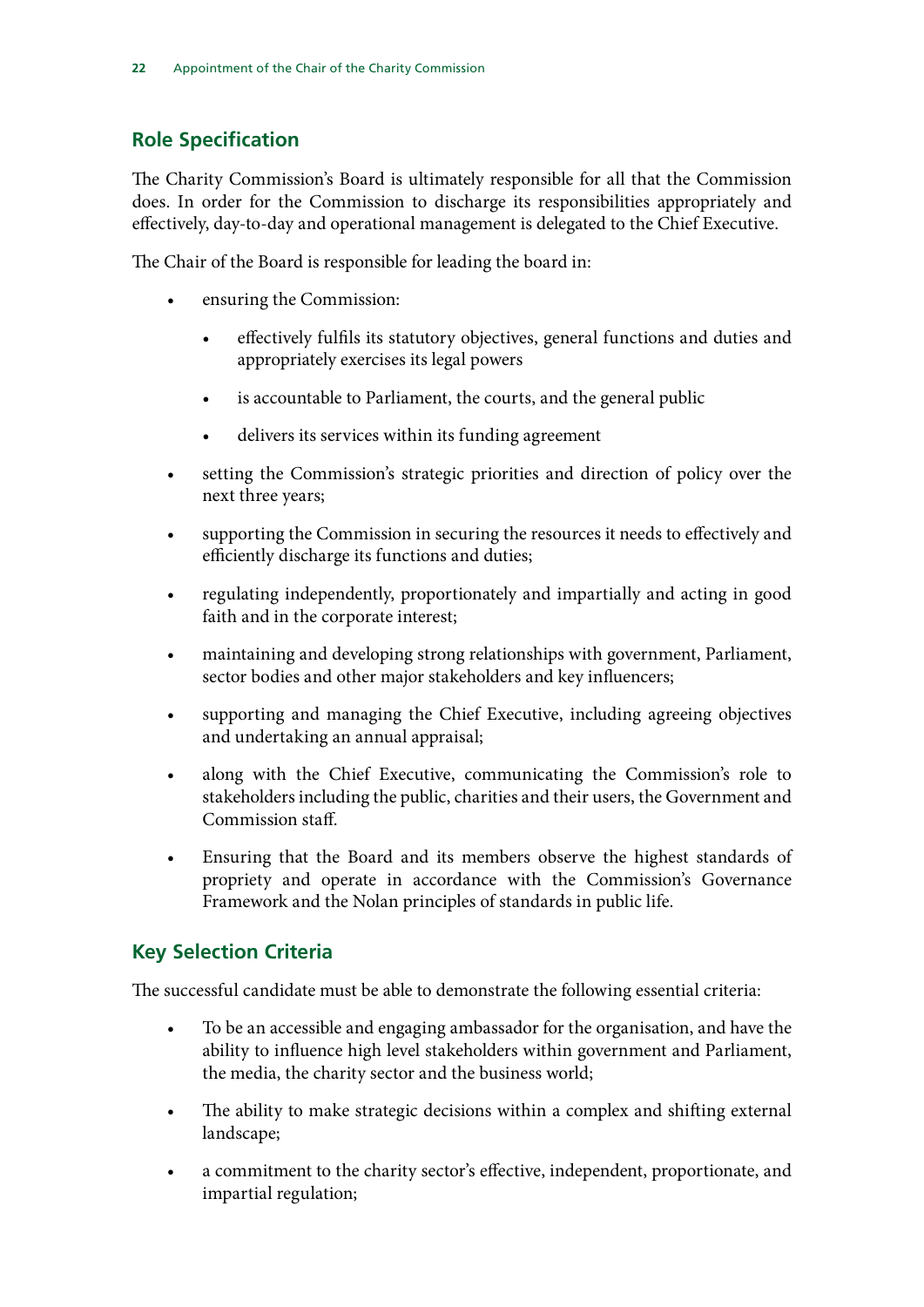## Role Specification

The Charity Commission's Board is ultimately responsible for all that the Commission does. In order for the Commission to discharge its responsibilities appropriately and effectively, day-to-day and operational management is delegated to the Chief Executive.

The Chair of the Board is responsible for leading the board in:

- ensuring the Commission:
    - effectively fulfils its statutory objectives, general functions and duties and appropriately exercises its legal powers
    - is accountable to Parliament, the courts, and the general public
    - delivers its services within its funding agreement
- setting the Commission's strategic priorities and direction of policy over the next three years;
- supporting the Commission in securing the resources it needs to effectively and efficiently discharge its functions and duties;
- regulating independently, proportionately and impartially and acting in good faith and in the corporate interest;
- maintaining and developing strong relationships with government, Parliament, sector bodies and other major stakeholders and key influencers;
- supporting and managing the Chief Executive, including agreeing objectives and undertaking an annual appraisal;
- along with the Chief Executive, communicating the Commission's role to stakeholders including the public, charities and their users, the Government and Commission staff.
- Ensuring that the Board and its members observe the highest standards of propriety and operate in accordance with the Commission's Governance Framework and the Nolan principles of standards in public life.

## Key Selection Criteria

The successful candidate must be able to demonstrate the following essential criteria:

- To be an accessible and engaging ambassador for the organisation, and have the ability to influence high level stakeholders within government and Parliament, the media, the charity sector and the business world;
- The ability to make strategic decisions within a complex and shifting external landscape;
- a commitment to the charity sector's effective, independent, proportionate, and impartial regulation;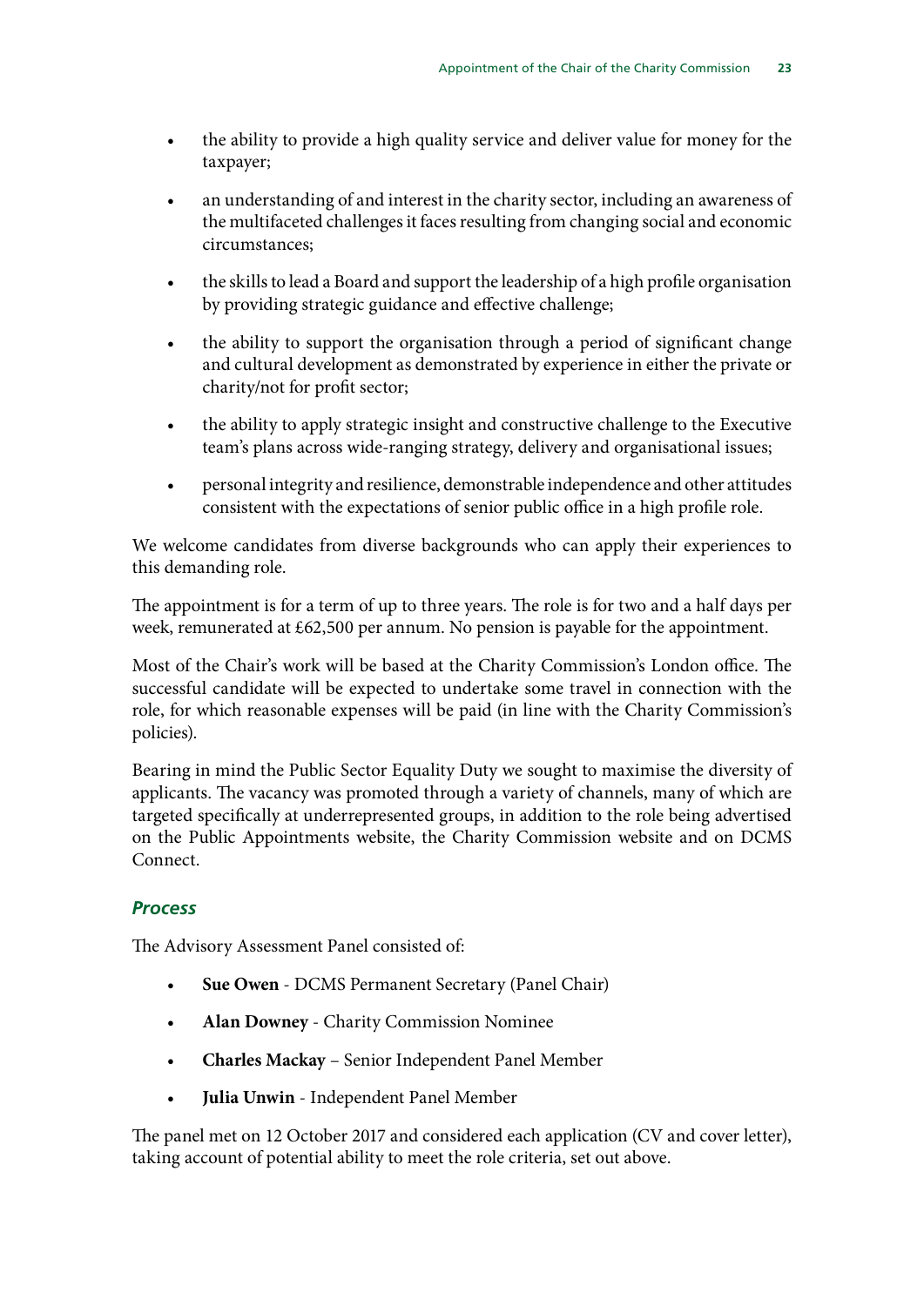- the ability to provide a high quality service and deliver value for money for the taxpayer;
- an understanding of and interest in the charity sector, including an awareness of the multifaceted challenges it faces resulting from changing social and economic circumstances;
- the skills to lead a Board and support the leadership of a high profile organisation by providing strategic guidance and effective challenge;
- the ability to support the organisation through a period of significant change and cultural development as demonstrated by experience in either the private or charity/not for profit sector;
- the ability to apply strategic insight and constructive challenge to the Executive team's plans across wide-ranging strategy, delivery and organisational issues;
- personal integrity and resilience, demonstrable independence and other attitudes consistent with the expectations of senior public office in a high profile role.

We welcome candidates from diverse backgrounds who can apply their experiences to this demanding role.

The appointment is for a term of up to three years. The role is for two and a half days per week, remunerated at £62,500 per annum. No pension is payable for the appointment.

Most of the Chair's work will be based at the Charity Commission's London office. The successful candidate will be expected to undertake some travel in connection with the role, for which reasonable expenses will be paid (in line with the Charity Commission's policies).

Bearing in mind the Public Sector Equality Duty we sought to maximise the diversity of applicants. The vacancy was promoted through a variety of channels, many of which are targeted specifically at underrepresented groups, in addition to the role being advertised on the Public Appointments website, the Charity Commission website and on DCMS Connect.

### *Process*

The Advisory Assessment Panel consisted of:

- **Sue Owen** - DCMS Permanent Secretary (Panel Chair)
- **Alan Downey** - Charity Commission Nominee
- **Charles Mackay** – Senior Independent Panel Member
- **Julia Unwin** - Independent Panel Member

The panel met on 12 October 2017 and considered each application (CV and cover letter), taking account of potential ability to meet the role criteria, set out above.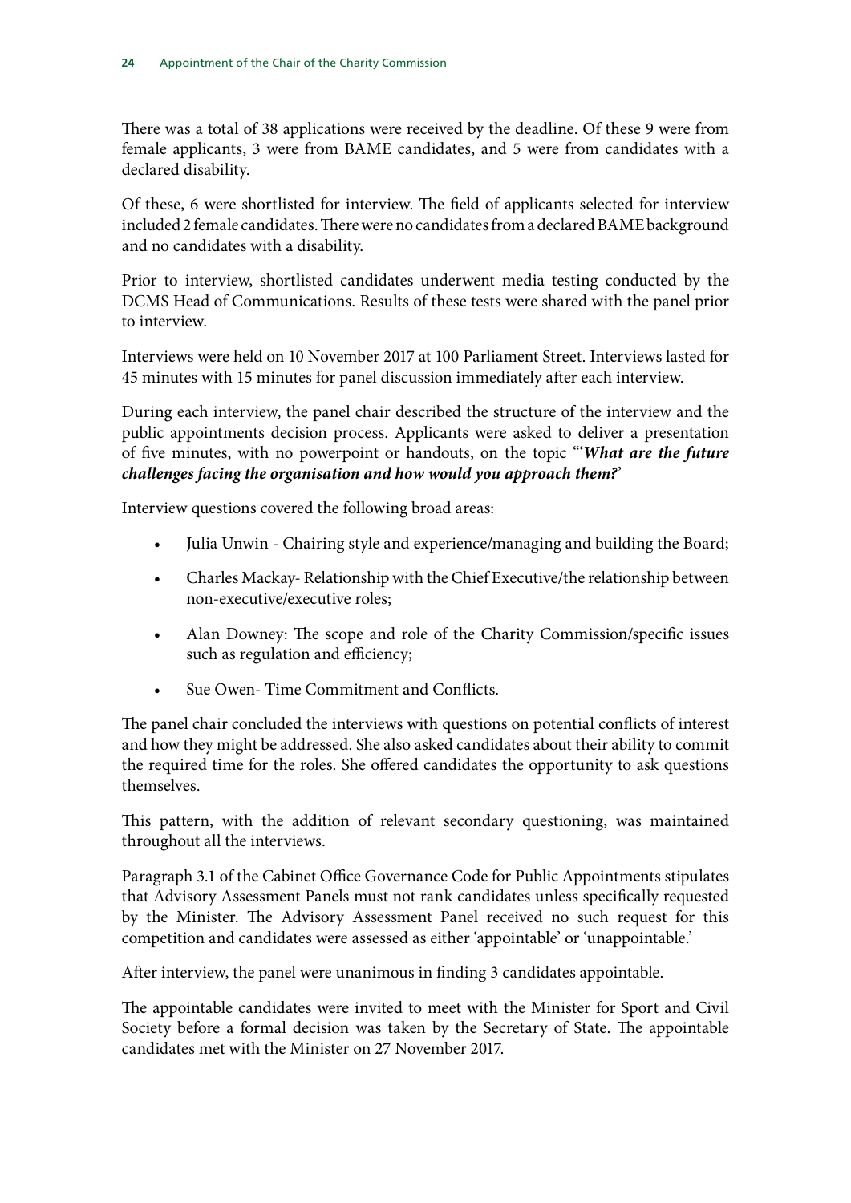There was a total of 38 applications were received by the deadline. Of these 9 were from female applicants, 3 were from BAME candidates, and 5 were from candidates with a declared disability.

Of these, 6 were shortlisted for interview. The field of applicants selected for interview included 2 female candidates. There were no candidates from a declared BAME background and no candidates with a disability.

Prior to interview, shortlisted candidates underwent media testing conducted by the DCMS Head of Communications. Results of these tests were shared with the panel prior to interview.

Interviews were held on 10 November 2017 at 100 Parliament Street. Interviews lasted for 45 minutes with 15 minutes for panel discussion immediately after each interview.

During each interview, the panel chair described the structure of the interview and the public appointments decision process. Applicants were asked to deliver a presentation of five minutes, with no powerpoint or handouts, on the topic "'***What are the future challenges facing the organisation and how would you approach them?***'

Interview questions covered the following broad areas:

- Julia Unwin - Chairing style and experience/managing and building the Board;
- Charles Mackay- Relationship with the Chief Executive/the relationship between non-executive/executive roles;
- Alan Downey: The scope and role of the Charity Commission/specific issues such as regulation and efficiency;
- Sue Owen- Time Commitment and Conflicts.

The panel chair concluded the interviews with questions on potential conflicts of interest and how they might be addressed. She also asked candidates about their ability to commit the required time for the roles. She offered candidates the opportunity to ask questions themselves.

This pattern, with the addition of relevant secondary questioning, was maintained throughout all the interviews.

Paragraph 3.1 of the Cabinet Office Governance Code for Public Appointments stipulates that Advisory Assessment Panels must not rank candidates unless specifically requested by the Minister. The Advisory Assessment Panel received no such request for this competition and candidates were assessed as either 'appointable' or 'unappointable.'

After interview, the panel were unanimous in finding 3 candidates appointable.

The appointable candidates were invited to meet with the Minister for Sport and Civil Society before a formal decision was taken by the Secretary of State. The appointable candidates met with the Minister on 27 November 2017.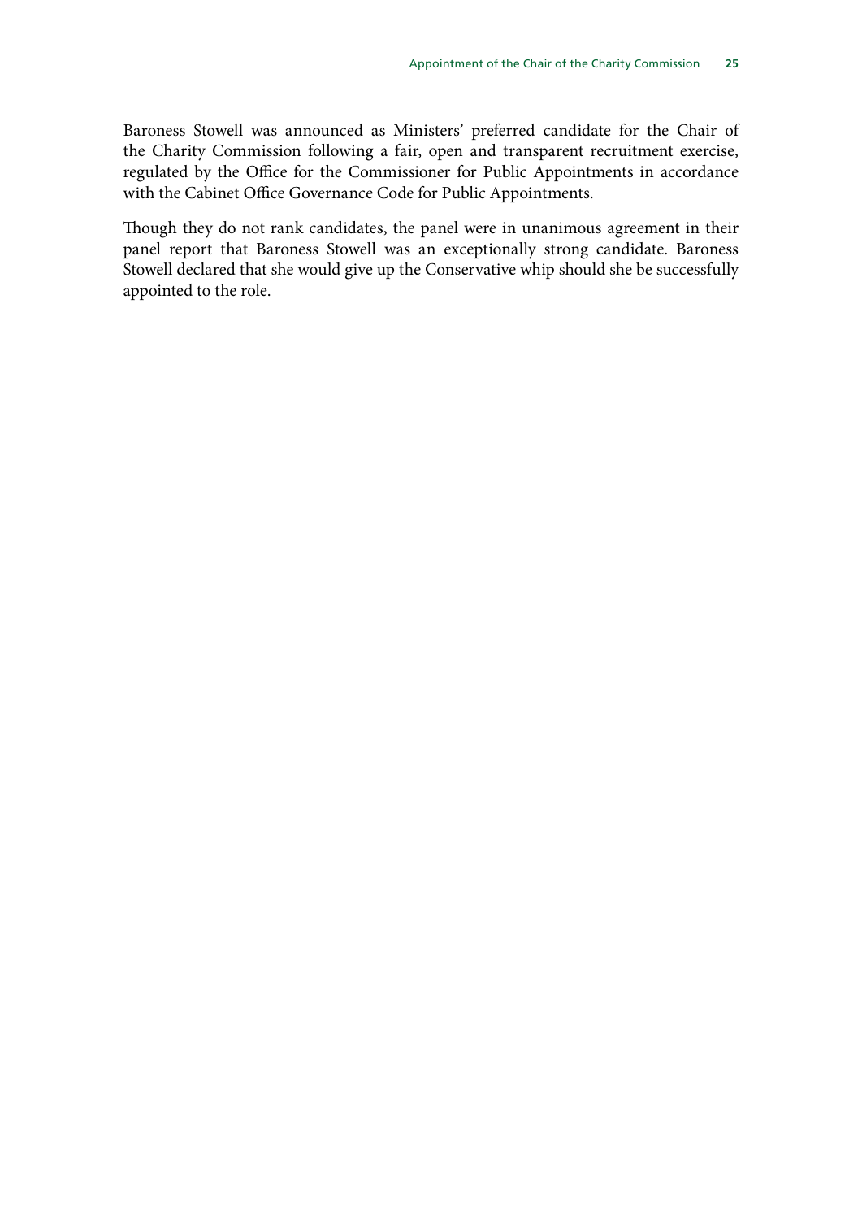Baroness Stowell was announced as Ministers' preferred candidate for the Chair of the Charity Commission following a fair, open and transparent recruitment exercise, regulated by the Office for the Commissioner for Public Appointments in accordance with the Cabinet Office Governance Code for Public Appointments.

Though they do not rank candidates, the panel were in unanimous agreement in their panel report that Baroness Stowell was an exceptionally strong candidate. Baroness Stowell declared that she would give up the Conservative whip should she be successfully appointed to the role.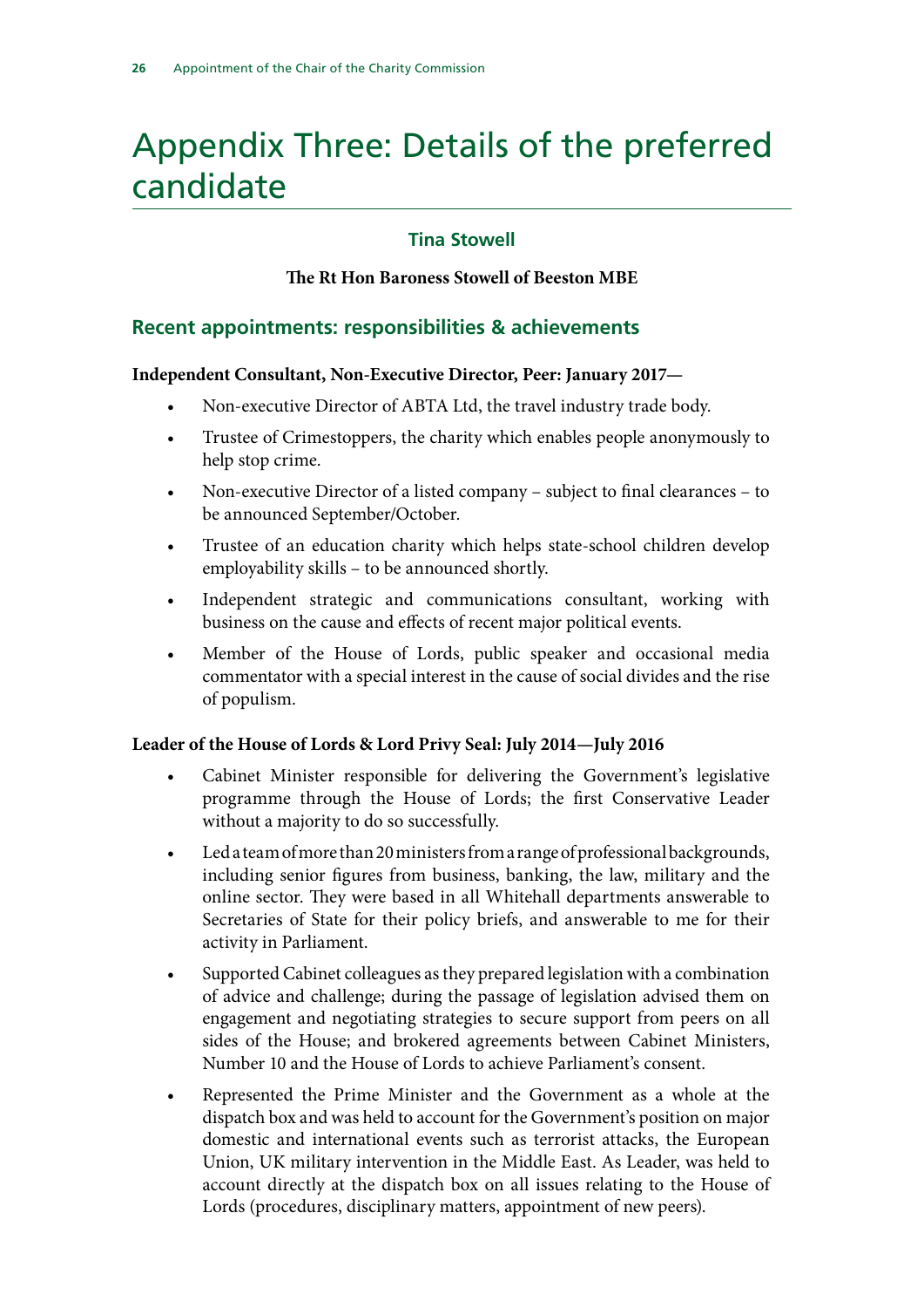# Appendix Three: Details of the preferred candidate

### Tina Stowell

**The Rt Hon Baroness Stowell of Beeston MBE**

## Recent appointments: responsibilities & achievements

**Independent Consultant, Non-Executive Director, Peer: January 2017—**

- Non-executive Director of ABTA Ltd, the travel industry trade body.
- Trustee of Crimestoppers, the charity which enables people anonymously to help stop crime.
- Non-executive Director of a listed company – subject to final clearances – to be announced September/October.
- Trustee of an education charity which helps state-school children develop employability skills – to be announced shortly.
- Independent strategic and communications consultant, working with business on the cause and effects of recent major political events.
- Member of the House of Lords, public speaker and occasional media commentator with a special interest in the cause of social divides and the rise of populism.

**Leader of the House of Lords & Lord Privy Seal: July 2014—July 2016**

- Cabinet Minister responsible for delivering the Government's legislative programme through the House of Lords; the first Conservative Leader without a majority to do so successfully.
- Led a team of more than 20 ministers from a range of professional backgrounds, including senior figures from business, banking, the law, military and the online sector. They were based in all Whitehall departments answerable to Secretaries of State for their policy briefs, and answerable to me for their activity in Parliament.
- Supported Cabinet colleagues as they prepared legislation with a combination of advice and challenge; during the passage of legislation advised them on engagement and negotiating strategies to secure support from peers on all sides of the House; and brokered agreements between Cabinet Ministers, Number 10 and the House of Lords to achieve Parliament's consent.
- Represented the Prime Minister and the Government as a whole at the dispatch box and was held to account for the Government's position on major domestic and international events such as terrorist attacks, the European Union, UK military intervention in the Middle East. As Leader, was held to account directly at the dispatch box on all issues relating to the House of Lords (procedures, disciplinary matters, appointment of new peers).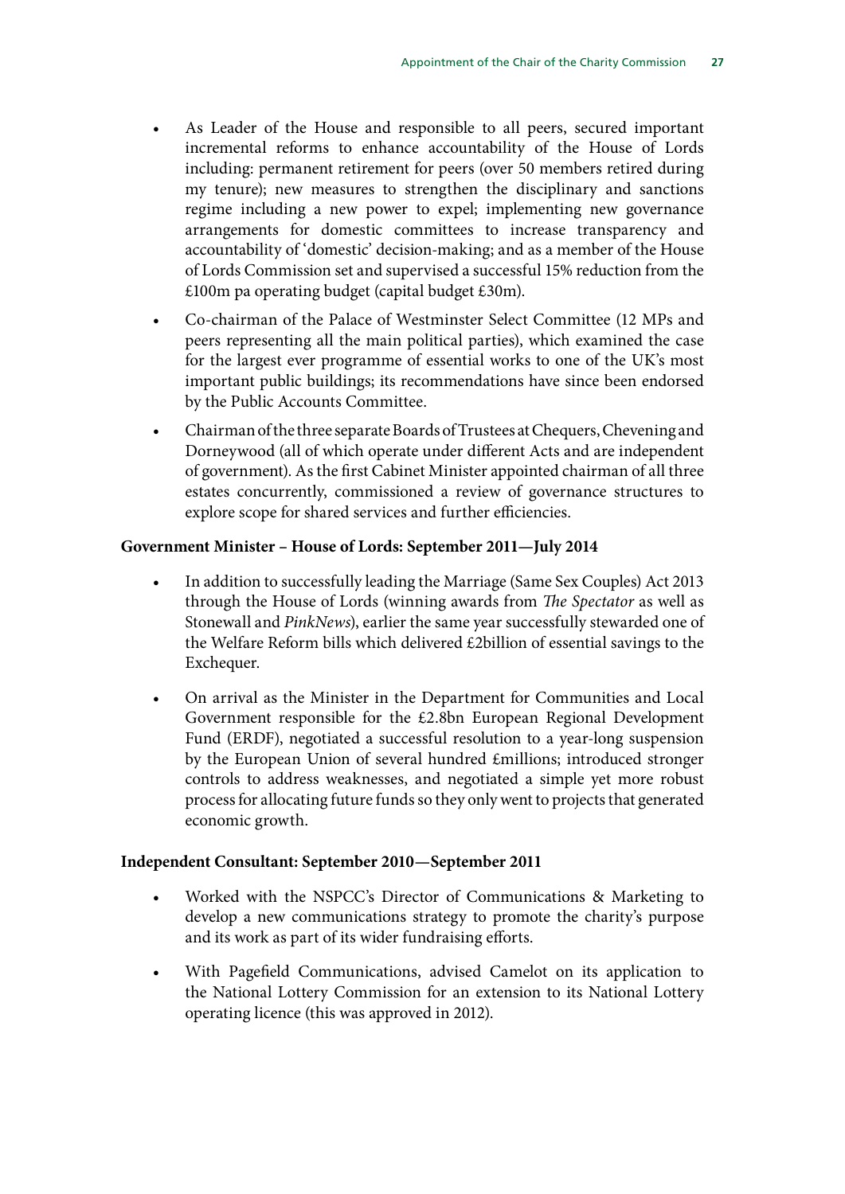- As Leader of the House and responsible to all peers, secured important incremental reforms to enhance accountability of the House of Lords including: permanent retirement for peers (over 50 members retired during my tenure); new measures to strengthen the disciplinary and sanctions regime including a new power to expel; implementing new governance arrangements for domestic committees to increase transparency and accountability of 'domestic' decision-making; and as a member of the House of Lords Commission set and supervised a successful 15% reduction from the £100m pa operating budget (capital budget £30m).

- Co-chairman of the Palace of Westminster Select Committee (12 MPs and peers representing all the main political parties), which examined the case for the largest ever programme of essential works to one of the UK's most important public buildings; its recommendations have since been endorsed by the Public Accounts Committee.

- Chairman of the three separate Boards of Trustees at Chequers, Chevening and Dorneywood (all of which operate under different Acts and are independent of government). As the first Cabinet Minister appointed chairman of all three estates concurrently, commissioned a review of governance structures to explore scope for shared services and further efficiencies.

**Government Minister – House of Lords: September 2011—July 2014**

- In addition to successfully leading the Marriage (Same Sex Couples) Act 2013 through the House of Lords (winning awards from *The Spectator* as well as Stonewall and *PinkNews*), earlier the same year successfully stewarded one of the Welfare Reform bills which delivered £2billion of essential savings to the Exchequer.

- On arrival as the Minister in the Department for Communities and Local Government responsible for the £2.8bn European Regional Development Fund (ERDF), negotiated a successful resolution to a year-long suspension by the European Union of several hundred £millions; introduced stronger controls to address weaknesses, and negotiated a simple yet more robust process for allocating future funds so they only went to projects that generated economic growth.

**Independent Consultant: September 2010—September 2011**

- Worked with the NSPCC's Director of Communications & Marketing to develop a new communications strategy to promote the charity's purpose and its work as part of its wider fundraising efforts.

- With Pagefield Communications, advised Camelot on its application to the National Lottery Commission for an extension to its National Lottery operating licence (this was approved in 2012).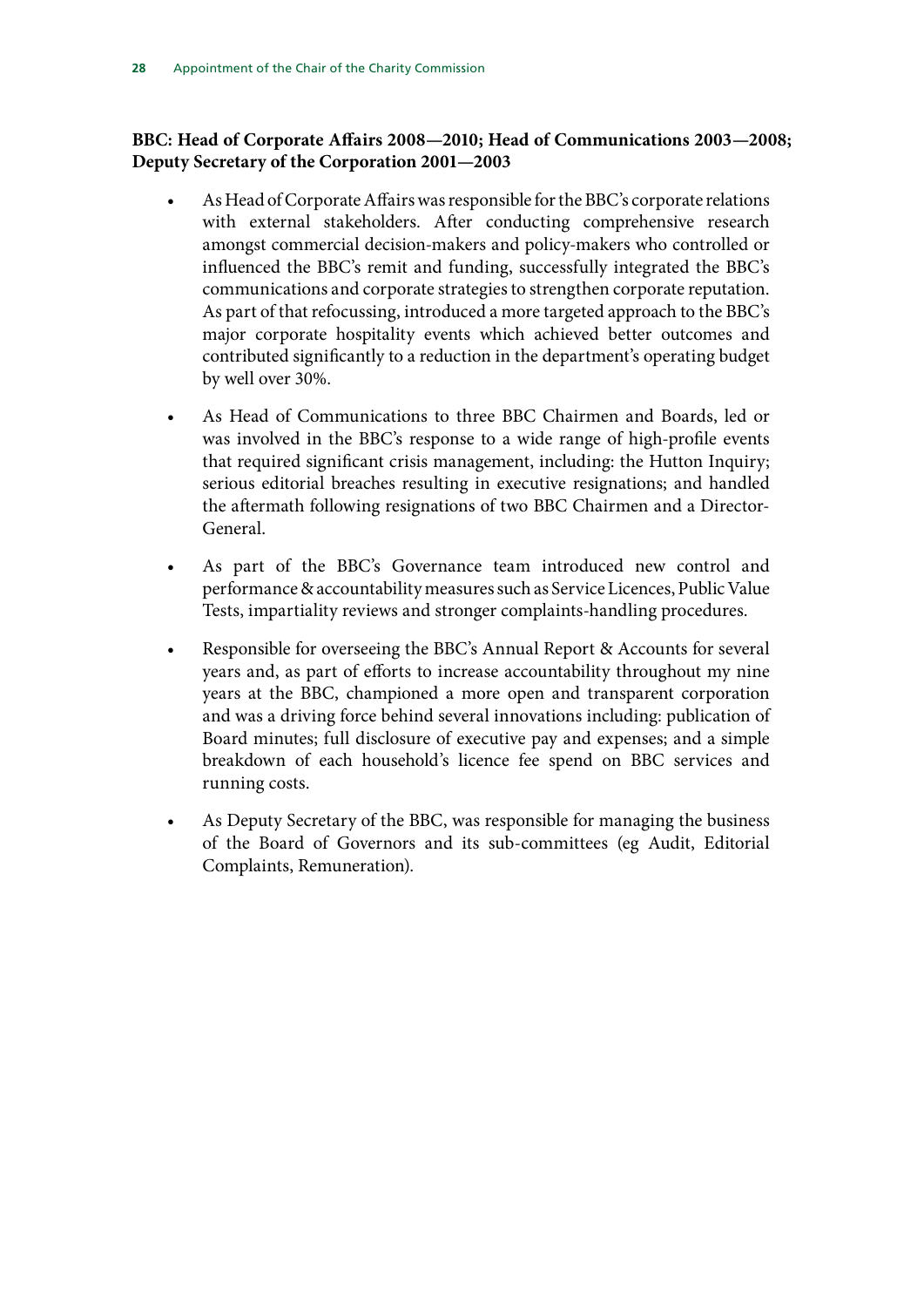**BBC: Head of Corporate Affairs 2008—2010; Head of Communications 2003—2008; Deputy Secretary of the Corporation 2001—2003**

- As Head of Corporate Affairs was responsible for the BBC's corporate relations with external stakeholders. After conducting comprehensive research amongst commercial decision-makers and policy-makers who controlled or influenced the BBC's remit and funding, successfully integrated the BBC's communications and corporate strategies to strengthen corporate reputation. As part of that refocussing, introduced a more targeted approach to the BBC's major corporate hospitality events which achieved better outcomes and contributed significantly to a reduction in the department's operating budget by well over 30%.

- As Head of Communications to three BBC Chairmen and Boards, led or was involved in the BBC's response to a wide range of high-profile events that required significant crisis management, including: the Hutton Inquiry; serious editorial breaches resulting in executive resignations; and handled the aftermath following resignations of two BBC Chairmen and a Director-General.

- As part of the BBC's Governance team introduced new control and performance & accountability measures such as Service Licences, Public Value Tests, impartiality reviews and stronger complaints-handling procedures.

- Responsible for overseeing the BBC's Annual Report & Accounts for several years and, as part of efforts to increase accountability throughout my nine years at the BBC, championed a more open and transparent corporation and was a driving force behind several innovations including: publication of Board minutes; full disclosure of executive pay and expenses; and a simple breakdown of each household's licence fee spend on BBC services and running costs.

- As Deputy Secretary of the BBC, was responsible for managing the business of the Board of Governors and its sub-committees (eg Audit, Editorial Complaints, Remuneration).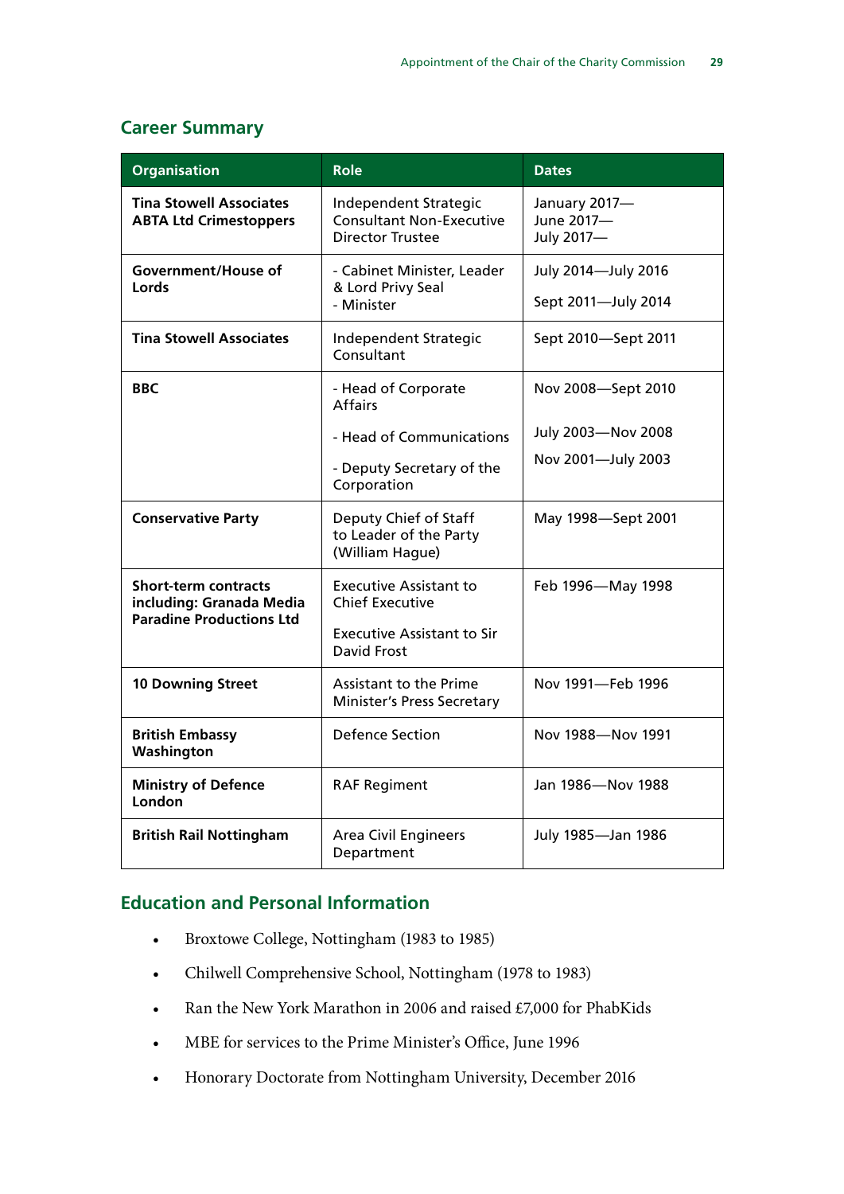## Career Summary

| Organisation | Role | Dates |
|---|---|---|
| **Tina Stowell Associates ABTA Ltd Crimestoppers** | Independent Strategic Consultant Non-Executive Director Trustee | January 2017— June 2017— July 2017— |
| **Government/House of Lords** | - Cabinet Minister, Leader & Lord Privy Seal<br>- Minister | July 2014—July 2016<br>Sept 2011—July 2014 |
| **Tina Stowell Associates** | Independent Strategic Consultant | Sept 2010—Sept 2011 |
| **BBC** | - Head of Corporate Affairs<br>- Head of Communications<br>- Deputy Secretary of the Corporation | Nov 2008—Sept 2010<br>July 2003—Nov 2008<br>Nov 2001—July 2003 |
| **Conservative Party** | Deputy Chief of Staff to Leader of the Party (William Hague) | May 1998—Sept 2001 |
| **Short-term contracts including: Granada Media Paradine Productions Ltd** | Executive Assistant to Chief Executive<br>Executive Assistant to Sir David Frost | Feb 1996—May 1998 |
| **10 Downing Street** | Assistant to the Prime Minister's Press Secretary | Nov 1991—Feb 1996 |
| **British Embassy Washington** | Defence Section | Nov 1988—Nov 1991 |
| **Ministry of Defence London** | RAF Regiment | Jan 1986—Nov 1988 |
| **British Rail Nottingham** | Area Civil Engineers Department | July 1985—Jan 1986 |

## Education and Personal Information

- Broxtowe College, Nottingham (1983 to 1985)
- Chilwell Comprehensive School, Nottingham (1978 to 1983)
- Ran the New York Marathon in 2006 and raised £7,000 for PhabKids
- MBE for services to the Prime Minister's Office, June 1996
- Honorary Doctorate from Nottingham University, December 2016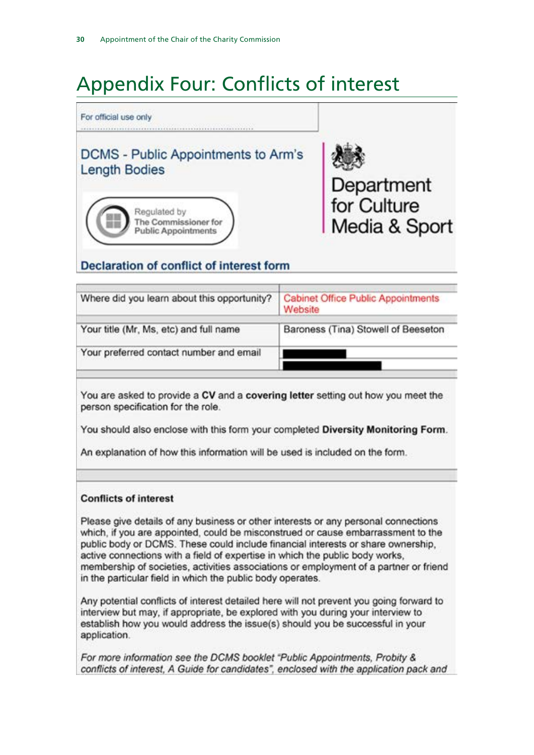# Appendix Four: Conflicts of interest

For official use only

DCMS - Public Appointments to Arm's Length Bodies

Regulated by The Commissioner for Public Appointments

Department for Culture Media & Sport

**Declaration of conflict of interest form**

| | |
|---|---|
| Where did you learn about this opportunity? | Cabinet Office Public Appointments Website |
| Your title (Mr, Ms, etc) and full name | Baroness (Tina) Stowell of Beeseton |
| Your preferred contact number and email | |

You are asked to provide a **CV** and a **covering letter** setting out how you meet the person specification for the role.

You should also enclose with this form your completed **Diversity Monitoring Form**.

An explanation of how this information will be used is included on the form.

**Conflicts of interest**

Please give details of any business or other interests or any personal connections which, if you are appointed, could be misconstrued or cause embarrassment to the public body or DCMS. These could include financial interests or share ownership, active connections with a field of expertise in which the public body works, membership of societies, activities associations or employment of a partner or friend in the particular field in which the public body operates.

Any potential conflicts of interest detailed here will not prevent you going forward to interview but may, if appropriate, be explored with you during your interview to establish how you would address the issue(s) should you be successful in your application.

*For more information see the DCMS booklet "Public Appointments, Probity & conflicts of interest, A Guide for candidates", enclosed with the application pack and*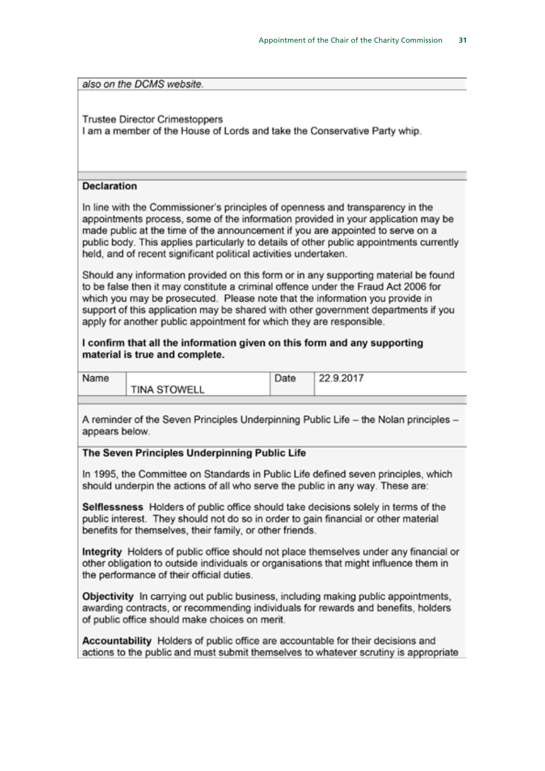*also on the DCMS website.*

Trustee Director Crimestoppers
I am a member of the House of Lords and take the Conservative Party whip.

**Declaration**

In line with the Commissioner's principles of openness and transparency in the appointments process, some of the information provided in your application may be made public at the time of the announcement if you are appointed to serve on a public body. This applies particularly to details of other public appointments currently held, and of recent significant political activities undertaken.

Should any information provided on this form or in any supporting material be found to be false then it may constitute a criminal offence under the Fraud Act 2006 for which you may be prosecuted. Please note that the information you provide in support of this application may be shared with other government departments if you apply for another public appointment for which they are responsible.

**I confirm that all the information given on this form and any supporting material is true and complete.**

| Name | TINA STOWELL | Date | 22.9.2017 |
|---|---|---|---|

A reminder of the Seven Principles Underpinning Public Life – the Nolan principles – appears below.

**The Seven Principles Underpinning Public Life**

In 1995, the Committee on Standards in Public Life defined seven principles, which should underpin the actions of all who serve the public in any way. These are:

**Selflessness** Holders of public office should take decisions solely in terms of the public interest. They should not do so in order to gain financial or other material benefits for themselves, their family, or other friends.

**Integrity** Holders of public office should not place themselves under any financial or other obligation to outside individuals or organisations that might influence them in the performance of their official duties.

**Objectivity** In carrying out public business, including making public appointments, awarding contracts, or recommending individuals for rewards and benefits, holders of public office should make choices on merit.

**Accountability** Holders of public office are accountable for their decisions and actions to the public and must submit themselves to whatever scrutiny is appropriate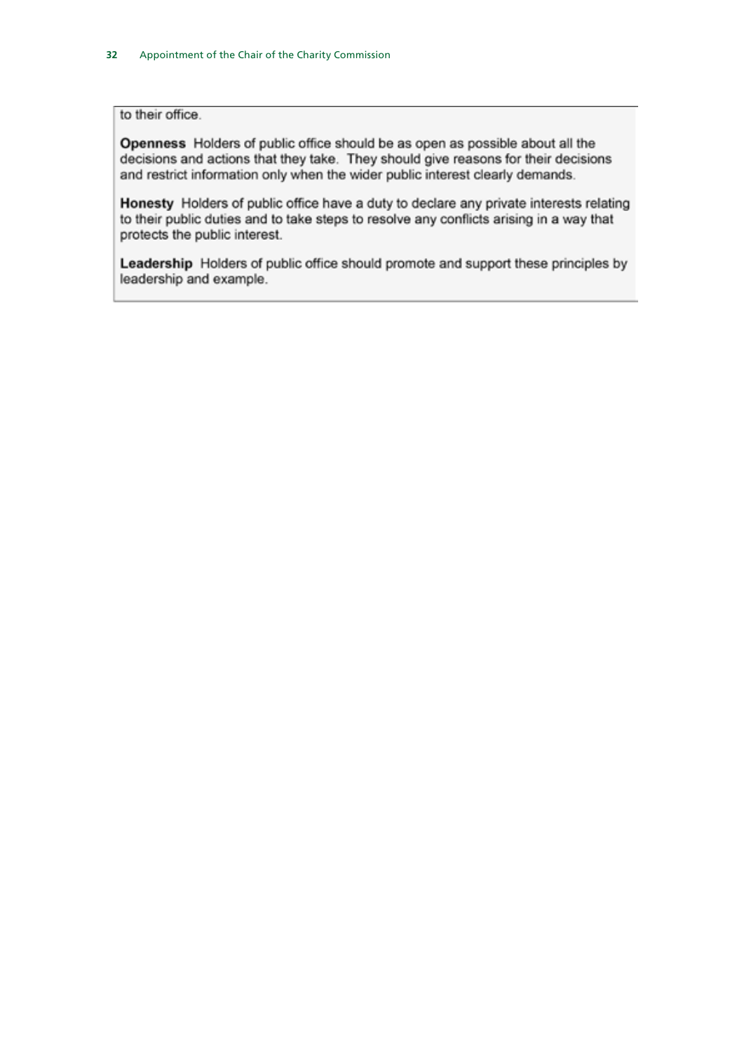to their office.

**Openness** Holders of public office should be as open as possible about all the decisions and actions that they take. They should give reasons for their decisions and restrict information only when the wider public interest clearly demands.

**Honesty** Holders of public office have a duty to declare any private interests relating to their public duties and to take steps to resolve any conflicts arising in a way that protects the public interest.

**Leadership** Holders of public office should promote and support these principles by leadership and example.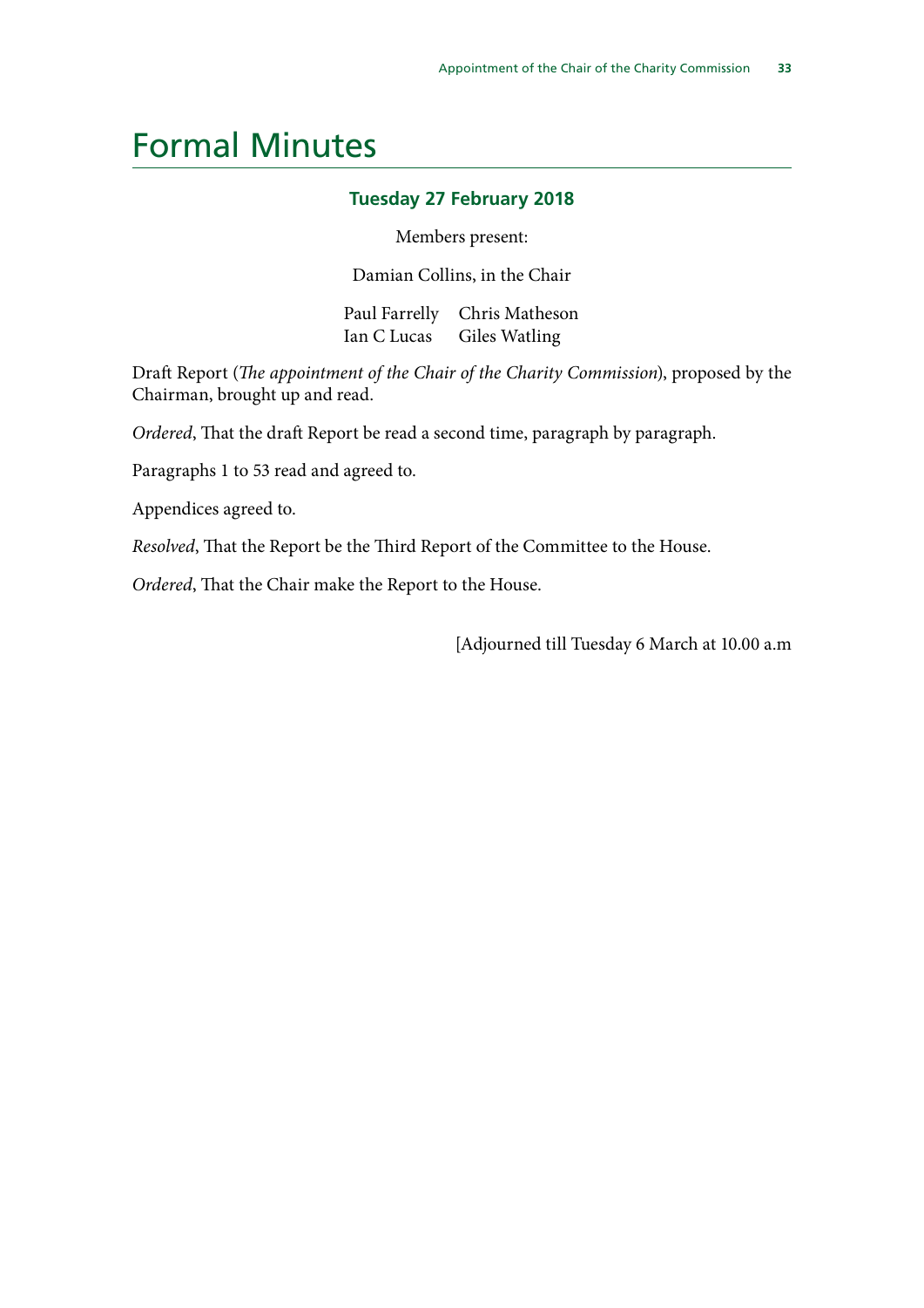# Formal Minutes

### Tuesday 27 February 2018

Members present:

Damian Collins, in the Chair

Paul Farrelly
Chris Matheson
Ian C Lucas
Giles Watling

Draft Report (*The appointment of the Chair of the Charity Commission*), proposed by the Chairman, brought up and read.

*Ordered*, That the draft Report be read a second time, paragraph by paragraph.

Paragraphs 1 to 53 read and agreed to.

Appendices agreed to.

*Resolved*, That the Report be the Third Report of the Committee to the House.

*Ordered*, That the Chair make the Report to the House.

[Adjourned till Tuesday 6 March at 10.00 a.m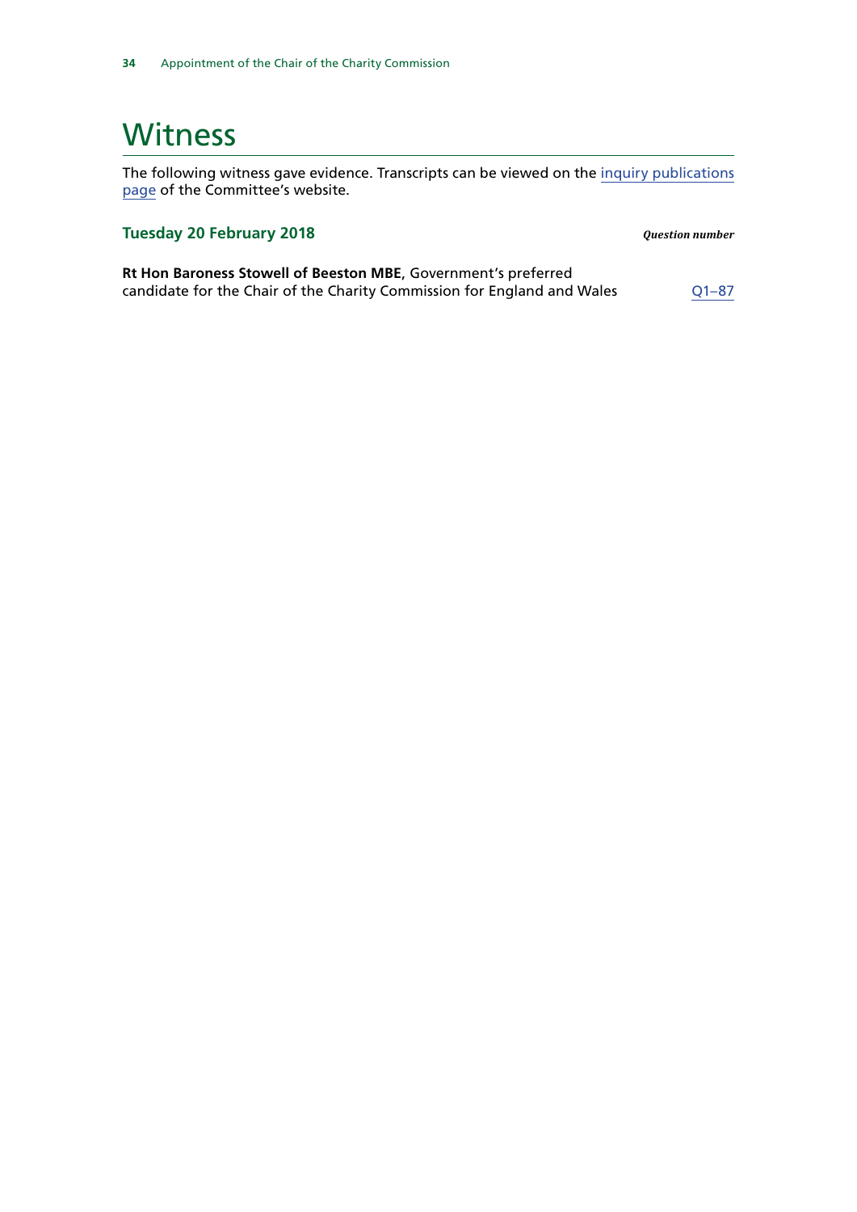# Witness

The following witness gave evidence. Transcripts can be viewed on the inquiry publications page of the Committee's website.

| **Tuesday 20 February 2018** | ***Question number*** |
|---|---|
| **Rt Hon Baroness Stowell of Beeston MBE**, Government's preferred candidate for the Chair of the Charity Commission for England and Wales | Q1–87 |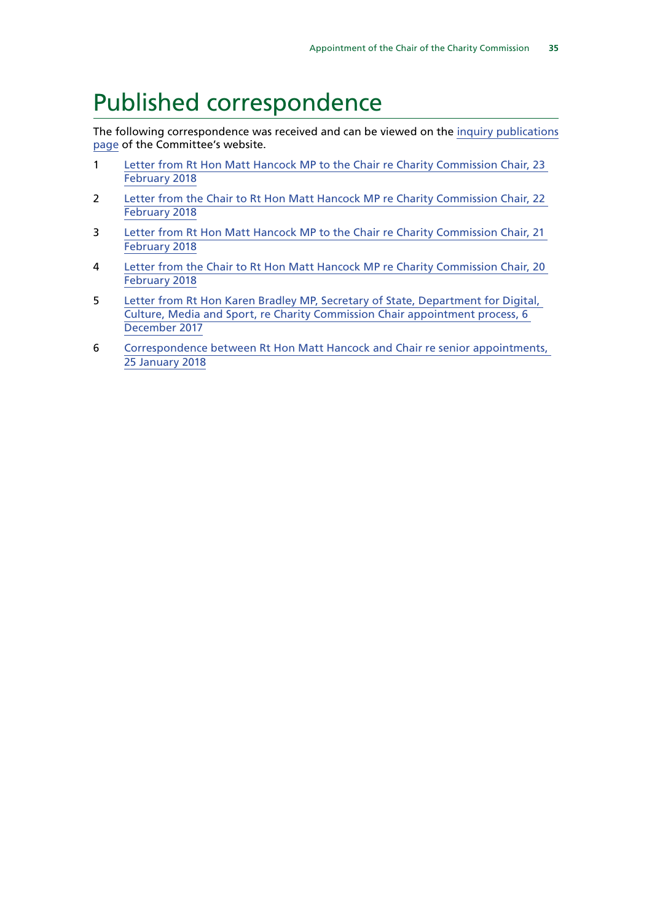# Published correspondence

The following correspondence was received and can be viewed on the inquiry publications page of the Committee's website.

1. Letter from Rt Hon Matt Hancock MP to the Chair re Charity Commission Chair, 23 February 2018
2. Letter from the Chair to Rt Hon Matt Hancock MP re Charity Commission Chair, 22 February 2018
3. Letter from Rt Hon Matt Hancock MP to the Chair re Charity Commission Chair, 21 February 2018
4. Letter from the Chair to Rt Hon Matt Hancock MP re Charity Commission Chair, 20 February 2018
5. Letter from Rt Hon Karen Bradley MP, Secretary of State, Department for Digital, Culture, Media and Sport, re Charity Commission Chair appointment process, 6 December 2017
6. Correspondence between Rt Hon Matt Hancock and Chair re senior appointments, 25 January 2018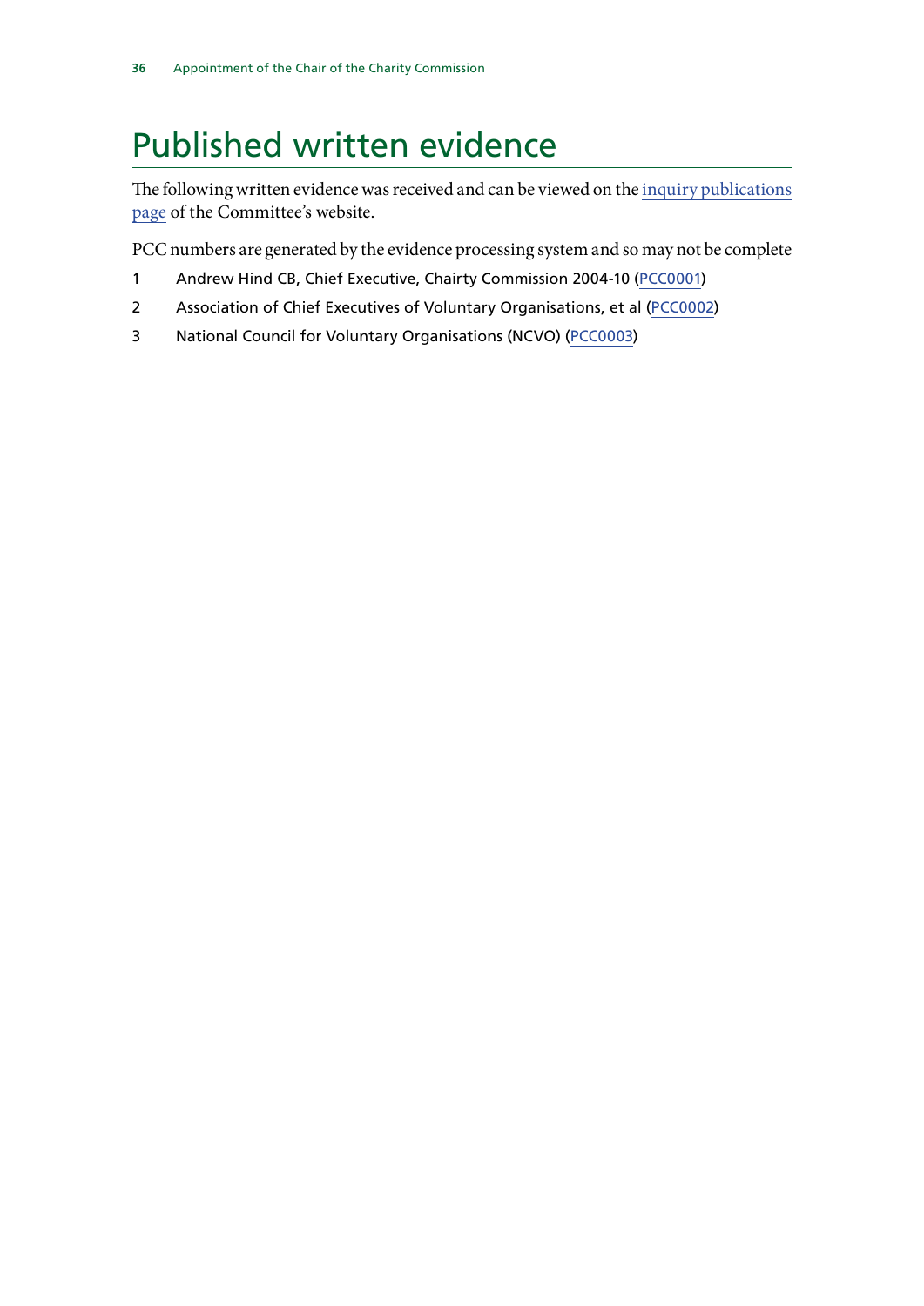# Published written evidence

The following written evidence was received and can be viewed on the inquiry publications page of the Committee's website.

PCC numbers are generated by the evidence processing system and so may not be complete

1 Andrew Hind CB, Chief Executive, Chairty Commission 2004-10 (PCC0001)

2 Association of Chief Executives of Voluntary Organisations, et al (PCC0002)

3 National Council for Voluntary Organisations (NCVO) (PCC0003)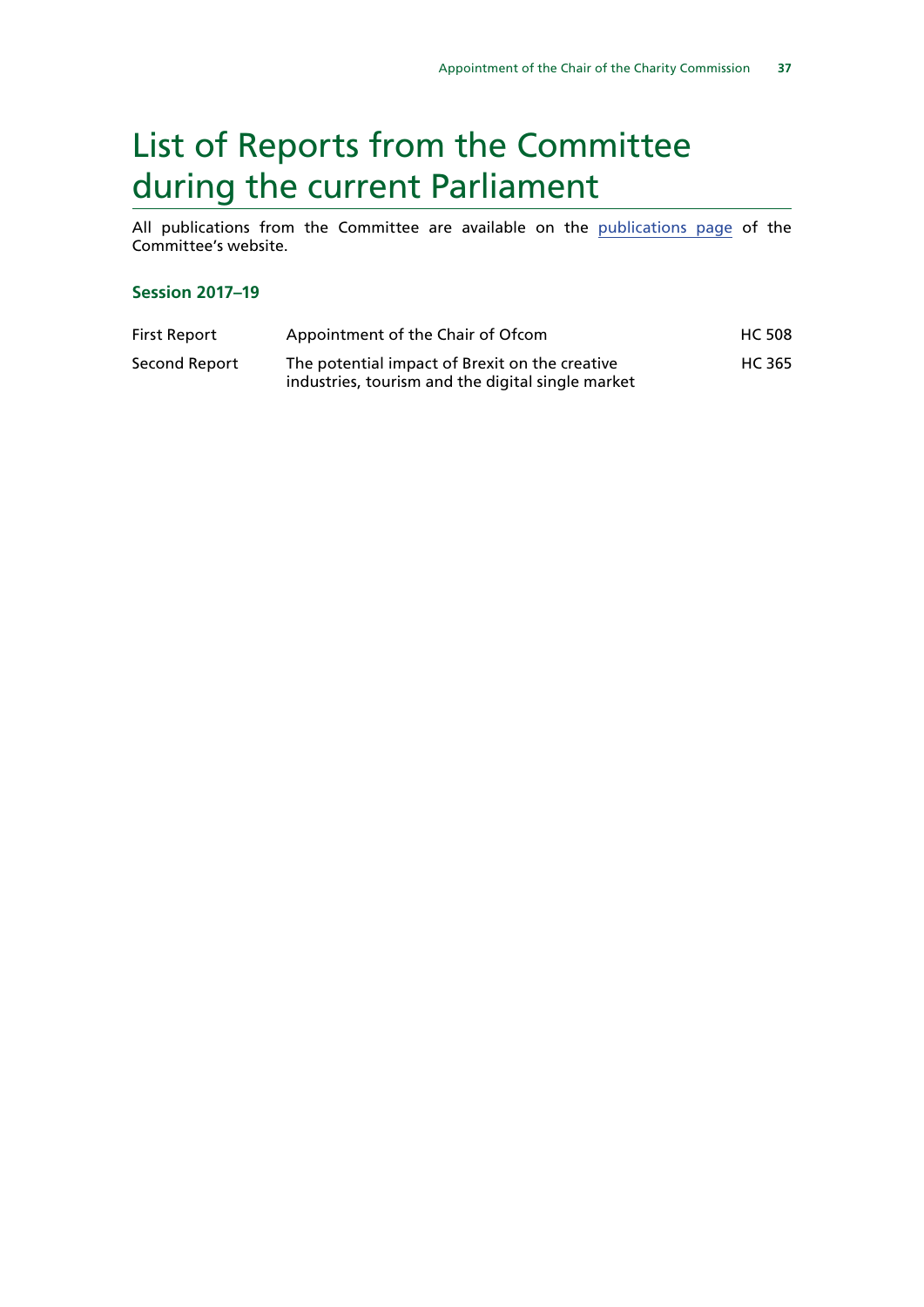# List of Reports from the Committee during the current Parliament

All publications from the Committee are available on the publications page of the Committee's website.

### Session 2017–19

| | | |
|---|---|---|
| First Report | Appointment of the Chair of Ofcom | HC 508 |
| Second Report | The potential impact of Brexit on the creative industries, tourism and the digital single market | HC 365 |